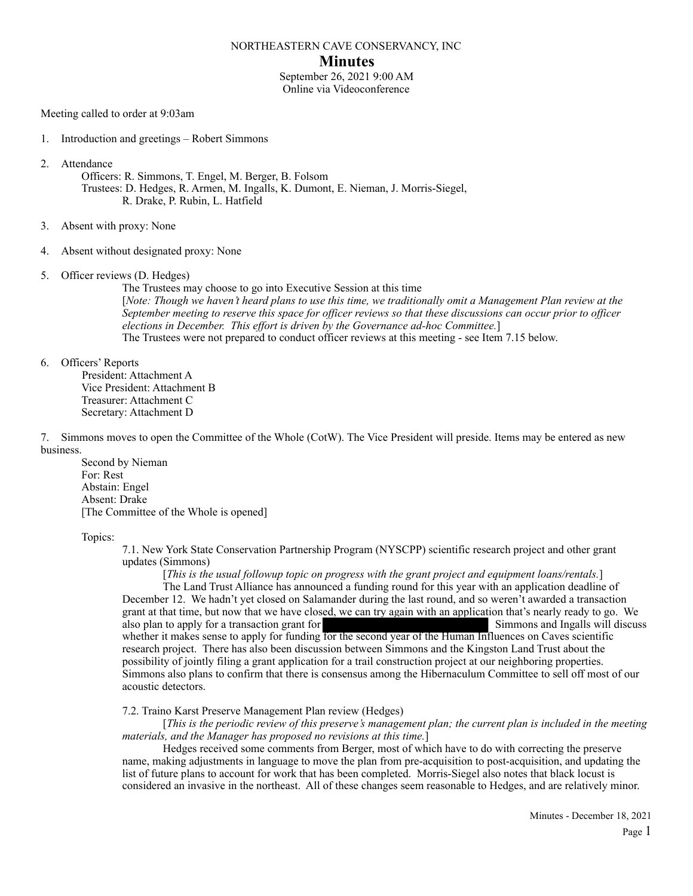NORTHEASTERN CAVE CONSERVANCY, INC

# Minutes

September 26, 2021 9:00 AM
Online via Videoconference

Meeting called to order at 9:03am

1. Introduction and greetings – Robert Simmons

2. Attendance

   Officers: R. Simmons, T. Engel, M. Berger, B. Folsom
   Trustees: D. Hedges, R. Armen, M. Ingalls, K. Dumont, E. Nieman, J. Morris-Siegel, R. Drake, P. Rubin, L. Hatfield

3. Absent with proxy: None

4. Absent without designated proxy: None

5. Officer reviews (D. Hedges)

   The Trustees may choose to go into Executive Session at this time
   [*Note: Though we haven't heard plans to use this time, we traditionally omit a Management Plan review at the September meeting to reserve this space for officer reviews so that these discussions can occur prior to officer elections in December. This effort is driven by the Governance ad-hoc Committee.*]
   The Trustees were not prepared to conduct officer reviews at this meeting - see Item 7.15 below.

6. Officers' Reports

   President: Attachment A
   Vice President: Attachment B
   Treasurer: Attachment C
   Secretary: Attachment D

7. Simmons moves to open the Committee of the Whole (CotW). The Vice President will preside. Items may be entered as new business.

   Second by Nieman
   For: Rest
   Abstain: Engel
   Absent: Drake
   [The Committee of the Whole is opened]

   Topics:

   7.1. New York State Conservation Partnership Program (NYSCPP) scientific research project and other grant updates (Simmons)

   [*This is the usual followup topic on progress with the grant project and equipment loans/rentals.*]
   The Land Trust Alliance has announced a funding round for this year with an application deadline of December 12. We hadn't yet closed on Salamander during the last round, and so weren't awarded a transaction grant at that time, but now that we have closed, we can try again with an application that's nearly ready to go. We also plan to apply for a transaction grant for [REDACTED] Simmons and Ingalls will discuss whether it makes sense to apply for funding for the second year of the Human Influences on Caves scientific research project. There has also been discussion between Simmons and the Kingston Land Trust about the possibility of jointly filing a grant application for a trail construction project at our neighboring properties. Simmons also plans to confirm that there is consensus among the Hibernaculum Committee to sell off most of our acoustic detectors.

   7.2. Traino Karst Preserve Management Plan review (Hedges)

   [*This is the periodic review of this preserve's management plan; the current plan is included in the meeting materials, and the Manager has proposed no revisions at this time.*]
   Hedges received some comments from Berger, most of which have to do with correcting the preserve name, making adjustments in language to move the plan from pre-acquisition to post-acquisition, and updating the list of future plans to account for work that has been completed. Morris-Siegel also notes that black locust is considered an invasive in the northeast. All of these changes seem reasonable to Hedges, and are relatively minor.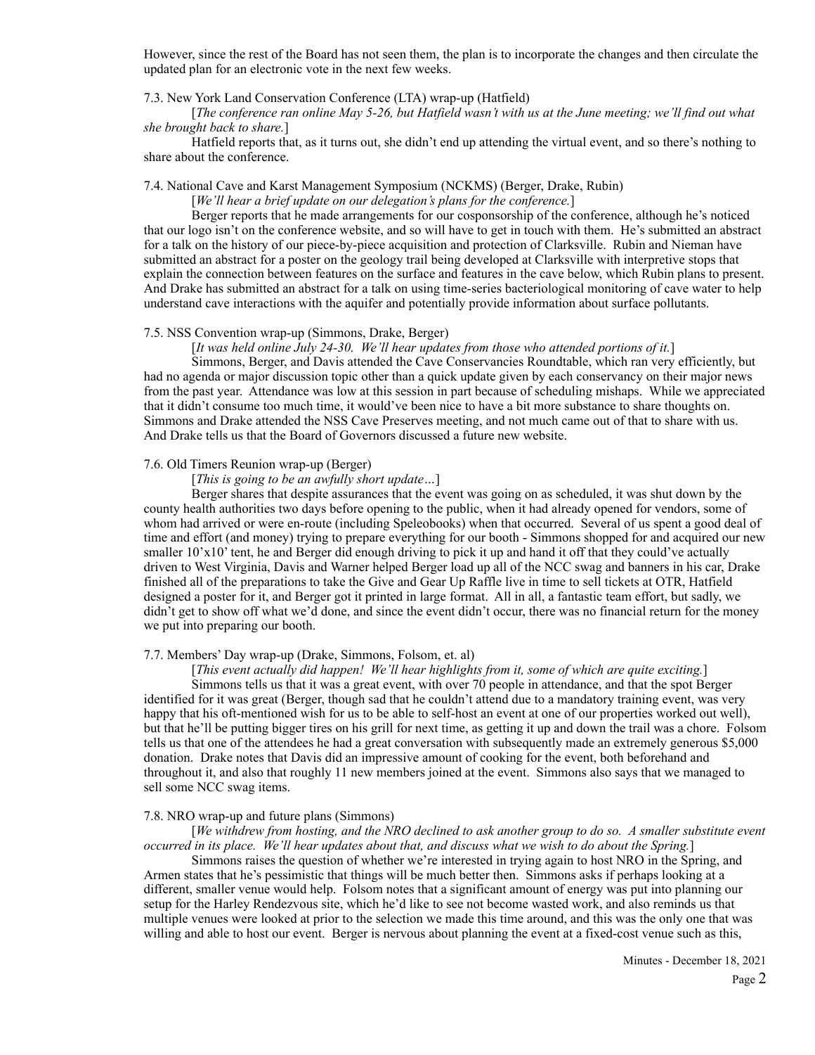However, since the rest of the Board has not seen them, the plan is to incorporate the changes and then circulate the updated plan for an electronic vote in the next few weeks.

7.3. New York Land Conservation Conference (LTA) wrap-up (Hatfield)

[*The conference ran online May 5-26, but Hatfield wasn't with us at the June meeting; we'll find out what she brought back to share.*]

Hatfield reports that, as it turns out, she didn't end up attending the virtual event, and so there's nothing to share about the conference.

7.4. National Cave and Karst Management Symposium (NCKMS) (Berger, Drake, Rubin)

[*We'll hear a brief update on our delegation's plans for the conference.*]

Berger reports that he made arrangements for our cosponsorship of the conference, although he's noticed that our logo isn't on the conference website, and so will have to get in touch with them. He's submitted an abstract for a talk on the history of our piece-by-piece acquisition and protection of Clarksville. Rubin and Nieman have submitted an abstract for a poster on the geology trail being developed at Clarksville with interpretive stops that explain the connection between features on the surface and features in the cave below, which Rubin plans to present. And Drake has submitted an abstract for a talk on using time-series bacteriological monitoring of cave water to help understand cave interactions with the aquifer and potentially provide information about surface pollutants.

7.5. NSS Convention wrap-up (Simmons, Drake, Berger)

[*It was held online July 24-30. We'll hear updates from those who attended portions of it.*]

Simmons, Berger, and Davis attended the Cave Conservancies Roundtable, which ran very efficiently, but had no agenda or major discussion topic other than a quick update given by each conservancy on their major news from the past year. Attendance was low at this session in part because of scheduling mishaps. While we appreciated that it didn't consume too much time, it would've been nice to have a bit more substance to share thoughts on. Simmons and Drake attended the NSS Cave Preserves meeting, and not much came out of that to share with us. And Drake tells us that the Board of Governors discussed a future new website.

7.6. Old Timers Reunion wrap-up (Berger)

[*This is going to be an awfully short update…*]

Berger shares that despite assurances that the event was going on as scheduled, it was shut down by the county health authorities two days before opening to the public, when it had already opened for vendors, some of whom had arrived or were en-route (including Speleobooks) when that occurred. Several of us spent a good deal of time and effort (and money) trying to prepare everything for our booth - Simmons shopped for and acquired our new smaller 10'x10' tent, he and Berger did enough driving to pick it up and hand it off that they could've actually driven to West Virginia, Davis and Warner helped Berger load up all of the NCC swag and banners in his car, Drake finished all of the preparations to take the Give and Gear Up Raffle live in time to sell tickets at OTR, Hatfield designed a poster for it, and Berger got it printed in large format. All in all, a fantastic team effort, but sadly, we didn't get to show off what we'd done, and since the event didn't occur, there was no financial return for the money we put into preparing our booth.

7.7. Members' Day wrap-up (Drake, Simmons, Folsom, et. al)

[*This event actually did happen! We'll hear highlights from it, some of which are quite exciting.*]

Simmons tells us that it was a great event, with over 70 people in attendance, and that the spot Berger identified for it was great (Berger, though sad that he couldn't attend due to a mandatory training event, was very happy that his oft-mentioned wish for us to be able to self-host an event at one of our properties worked out well), but that he'll be putting bigger tires on his grill for next time, as getting it up and down the trail was a chore. Folsom tells us that one of the attendees he had a great conversation with subsequently made an extremely generous $5,000 donation. Drake notes that Davis did an impressive amount of cooking for the event, both beforehand and throughout it, and also that roughly 11 new members joined at the event. Simmons also says that we managed to sell some NCC swag items.

7.8. NRO wrap-up and future plans (Simmons)

[*We withdrew from hosting, and the NRO declined to ask another group to do so. A smaller substitute event occurred in its place. We'll hear updates about that, and discuss what we wish to do about the Spring.*]

Simmons raises the question of whether we're interested in trying again to host NRO in the Spring, and Armen states that he's pessimistic that things will be much better then. Simmons asks if perhaps looking at a different, smaller venue would help. Folsom notes that a significant amount of energy was put into planning our setup for the Harley Rendezvous site, which he'd like to see not become wasted work, and also reminds us that multiple venues were looked at prior to the selection we made this time around, and this was the only one that was willing and able to host our event. Berger is nervous about planning the event at a fixed-cost venue such as this,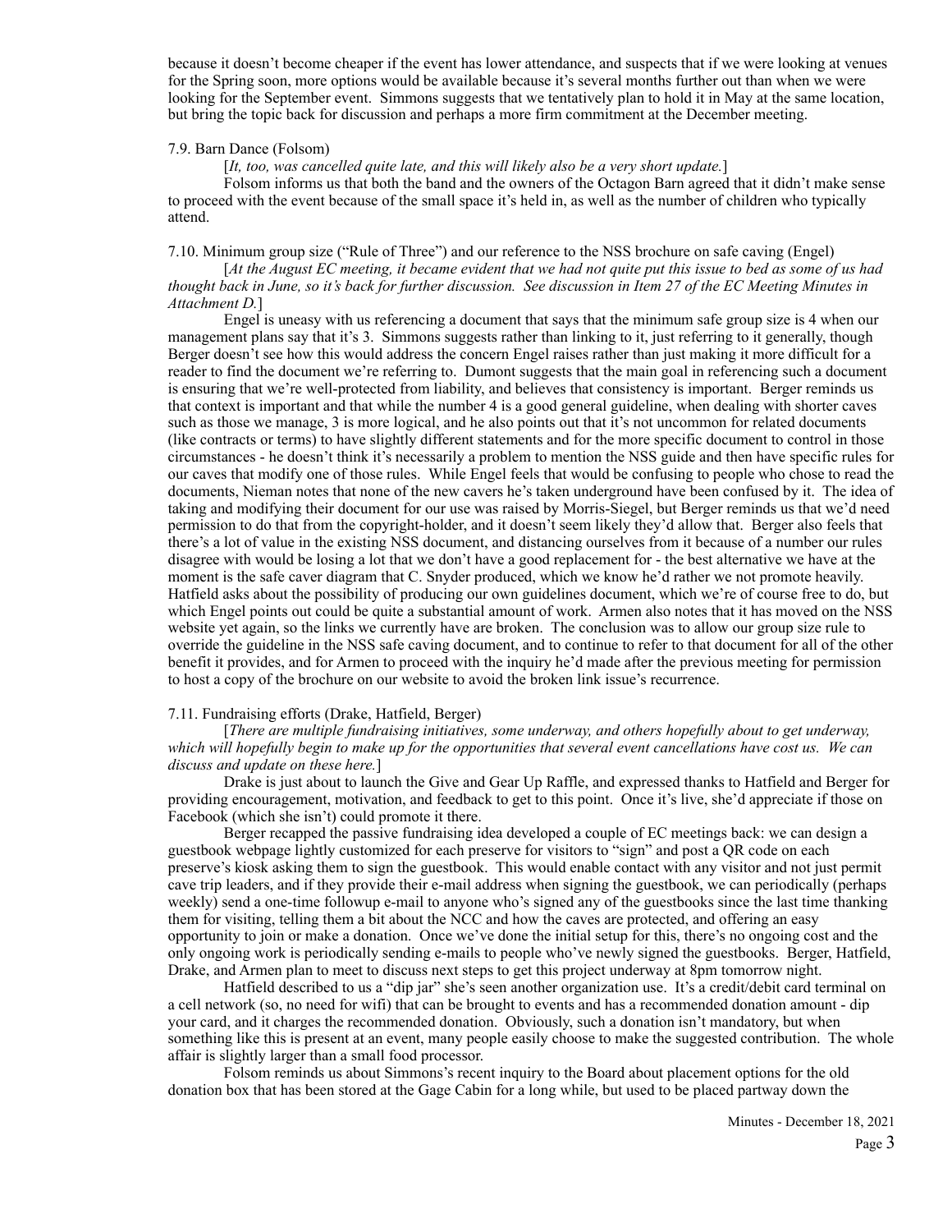because it doesn't become cheaper if the event has lower attendance, and suspects that if we were looking at venues for the Spring soon, more options would be available because it's several months further out than when we were looking for the September event. Simmons suggests that we tentatively plan to hold it in May at the same location, but bring the topic back for discussion and perhaps a more firm commitment at the December meeting.

7.9. Barn Dance (Folsom)

[*It, too, was cancelled quite late, and this will likely also be a very short update.*]

Folsom informs us that both the band and the owners of the Octagon Barn agreed that it didn't make sense to proceed with the event because of the small space it's held in, as well as the number of children who typically attend.

7.10. Minimum group size ("Rule of Three") and our reference to the NSS brochure on safe caving (Engel)

[*At the August EC meeting, it became evident that we had not quite put this issue to bed as some of us had thought back in June, so it's back for further discussion. See discussion in Item 27 of the EC Meeting Minutes in Attachment D.*]

Engel is uneasy with us referencing a document that says that the minimum safe group size is 4 when our management plans say that it's 3. Simmons suggests rather than linking to it, just referring to it generally, though Berger doesn't see how this would address the concern Engel raises rather than just making it more difficult for a reader to find the document we're referring to. Dumont suggests that the main goal in referencing such a document is ensuring that we're well-protected from liability, and believes that consistency is important. Berger reminds us that context is important and that while the number 4 is a good general guideline, when dealing with shorter caves such as those we manage, 3 is more logical, and he also points out that it's not uncommon for related documents (like contracts or terms) to have slightly different statements and for the more specific document to control in those circumstances - he doesn't think it's necessarily a problem to mention the NSS guide and then have specific rules for our caves that modify one of those rules. While Engel feels that would be confusing to people who chose to read the documents, Nieman notes that none of the new cavers he's taken underground have been confused by it. The idea of taking and modifying their document for our use was raised by Morris-Siegel, but Berger reminds us that we'd need permission to do that from the copyright-holder, and it doesn't seem likely they'd allow that. Berger also feels that there's a lot of value in the existing NSS document, and distancing ourselves from it because of a number our rules disagree with would be losing a lot that we don't have a good replacement for - the best alternative we have at the moment is the safe caver diagram that C. Snyder produced, which we know he'd rather we not promote heavily. Hatfield asks about the possibility of producing our own guidelines document, which we're of course free to do, but which Engel points out could be quite a substantial amount of work. Armen also notes that it has moved on the NSS website yet again, so the links we currently have are broken. The conclusion was to allow our group size rule to override the guideline in the NSS safe caving document, and to continue to refer to that document for all of the other benefit it provides, and for Armen to proceed with the inquiry he'd made after the previous meeting for permission to host a copy of the brochure on our website to avoid the broken link issue's recurrence.

7.11. Fundraising efforts (Drake, Hatfield, Berger)

[*There are multiple fundraising initiatives, some underway, and others hopefully about to get underway, which will hopefully begin to make up for the opportunities that several event cancellations have cost us. We can discuss and update on these here.*]

Drake is just about to launch the Give and Gear Up Raffle, and expressed thanks to Hatfield and Berger for providing encouragement, motivation, and feedback to get to this point. Once it's live, she'd appreciate if those on Facebook (which she isn't) could promote it there.

Berger recapped the passive fundraising idea developed a couple of EC meetings back: we can design a guestbook webpage lightly customized for each preserve for visitors to "sign" and post a QR code on each preserve's kiosk asking them to sign the guestbook. This would enable contact with any visitor and not just permit cave trip leaders, and if they provide their e-mail address when signing the guestbook, we can periodically (perhaps weekly) send a one-time followup e-mail to anyone who's signed any of the guestbooks since the last time thanking them for visiting, telling them a bit about the NCC and how the caves are protected, and offering an easy opportunity to join or make a donation. Once we've done the initial setup for this, there's no ongoing cost and the only ongoing work is periodically sending e-mails to people who've newly signed the guestbooks. Berger, Hatfield, Drake, and Armen plan to meet to discuss next steps to get this project underway at 8pm tomorrow night.

Hatfield described to us a "dip jar" she's seen another organization use. It's a credit/debit card terminal on a cell network (so, no need for wifi) that can be brought to events and has a recommended donation amount - dip your card, and it charges the recommended donation. Obviously, such a donation isn't mandatory, but when something like this is present at an event, many people easily choose to make the suggested contribution. The whole affair is slightly larger than a small food processor.

Folsom reminds us about Simmons's recent inquiry to the Board about placement options for the old donation box that has been stored at the Gage Cabin for a long while, but used to be placed partway down the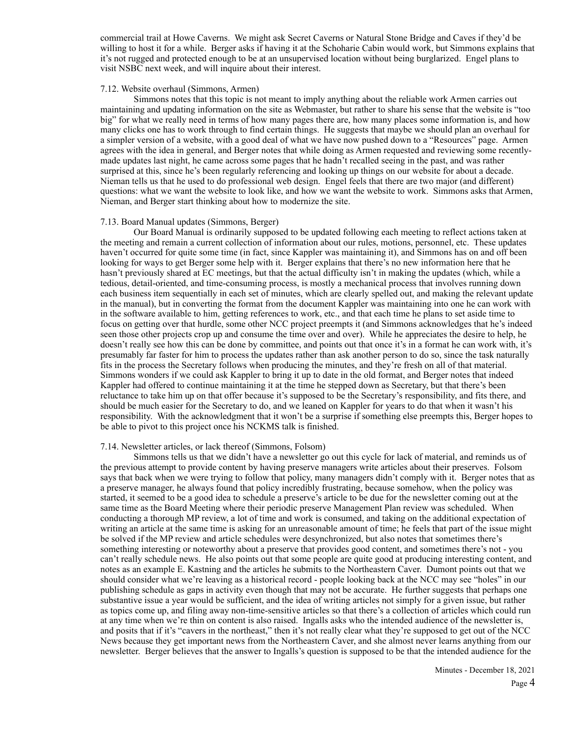commercial trail at Howe Caverns. We might ask Secret Caverns or Natural Stone Bridge and Caves if they'd be willing to host it for a while. Berger asks if having it at the Schoharie Cabin would work, but Simmons explains that it's not rugged and protected enough to be at an unsupervised location without being burglarized. Engel plans to visit NSBC next week, and will inquire about their interest.

7.12. Website overhaul (Simmons, Armen)

Simmons notes that this topic is not meant to imply anything about the reliable work Armen carries out maintaining and updating information on the site as Webmaster, but rather to share his sense that the website is "too big" for what we really need in terms of how many pages there are, how many places some information is, and how many clicks one has to work through to find certain things. He suggests that maybe we should plan an overhaul for a simpler version of a website, with a good deal of what we have now pushed down to a "Resources" page. Armen agrees with the idea in general, and Berger notes that while doing as Armen requested and reviewing some recently-made updates last night, he came across some pages that he hadn't recalled seeing in the past, and was rather surprised at this, since he's been regularly referencing and looking up things on our website for about a decade. Nieman tells us that he used to do professional web design. Engel feels that there are two major (and different) questions: what we want the website to look like, and how we want the website to work. Simmons asks that Armen, Nieman, and Berger start thinking about how to modernize the site.

7.13. Board Manual updates (Simmons, Berger)

Our Board Manual is ordinarily supposed to be updated following each meeting to reflect actions taken at the meeting and remain a current collection of information about our rules, motions, personnel, etc. These updates haven't occurred for quite some time (in fact, since Kappler was maintaining it), and Simmons has on and off been looking for ways to get Berger some help with it. Berger explains that there's no new information here that he hasn't previously shared at EC meetings, but that the actual difficulty isn't in making the updates (which, while a tedious, detail-oriented, and time-consuming process, is mostly a mechanical process that involves running down each business item sequentially in each set of minutes, which are clearly spelled out, and making the relevant update in the manual), but in converting the format from the document Kappler was maintaining into one he can work with in the software available to him, getting references to work, etc., and that each time he plans to set aside time to focus on getting over that hurdle, some other NCC project preempts it (and Simmons acknowledges that he's indeed seen those other projects crop up and consume the time over and over). While he appreciates the desire to help, he doesn't really see how this can be done by committee, and points out that once it's in a format he can work with, it's presumably far faster for him to process the updates rather than ask another person to do so, since the task naturally fits in the process the Secretary follows when producing the minutes, and they're fresh on all of that material. Simmons wonders if we could ask Kappler to bring it up to date in the old format, and Berger notes that indeed Kappler had offered to continue maintaining it at the time he stepped down as Secretary, but that there's been reluctance to take him up on that offer because it's supposed to be the Secretary's responsibility, and fits there, and should be much easier for the Secretary to do, and we leaned on Kappler for years to do that when it wasn't his responsibility. With the acknowledgment that it won't be a surprise if something else preempts this, Berger hopes to be able to pivot to this project once his NCKMS talk is finished.

7.14. Newsletter articles, or lack thereof (Simmons, Folsom)

Simmons tells us that we didn't have a newsletter go out this cycle for lack of material, and reminds us of the previous attempt to provide content by having preserve managers write articles about their preserves. Folsom says that back when we were trying to follow that policy, many managers didn't comply with it. Berger notes that as a preserve manager, he always found that policy incredibly frustrating, because somehow, when the policy was started, it seemed to be a good idea to schedule a preserve's article to be due for the newsletter coming out at the same time as the Board Meeting where their periodic preserve Management Plan review was scheduled. When conducting a thorough MP review, a lot of time and work is consumed, and taking on the additional expectation of writing an article at the same time is asking for an unreasonable amount of time; he feels that part of the issue might be solved if the MP review and article schedules were desynchronized, but also notes that sometimes there's something interesting or noteworthy about a preserve that provides good content, and sometimes there's not - you can't really schedule news. He also points out that some people are quite good at producing interesting content, and notes as an example E. Kastning and the articles he submits to the Northeastern Caver. Dumont points out that we should consider what we're leaving as a historical record - people looking back at the NCC may see "holes" in our publishing schedule as gaps in activity even though that may not be accurate. He further suggests that perhaps one substantive issue a year would be sufficient, and the idea of writing articles not simply for a given issue, but rather as topics come up, and filing away non-time-sensitive articles so that there's a collection of articles which could run at any time when we're thin on content is also raised. Ingalls asks who the intended audience of the newsletter is, and posits that if it's "cavers in the northeast," then it's not really clear what they're supposed to get out of the NCC News because they get important news from the Northeastern Caver, and she almost never learns anything from our newsletter. Berger believes that the answer to Ingalls's question is supposed to be that the intended audience for the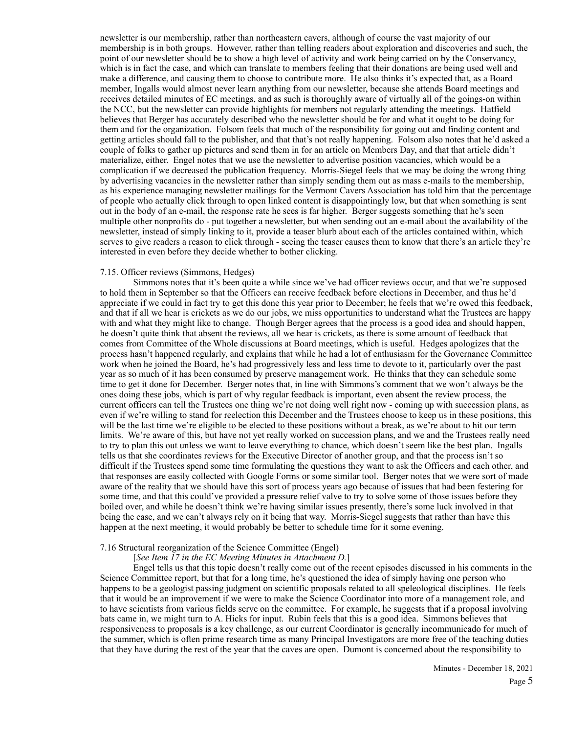newsletter is our membership, rather than northeastern cavers, although of course the vast majority of our membership is in both groups. However, rather than telling readers about exploration and discoveries and such, the point of our newsletter should be to show a high level of activity and work being carried on by the Conservancy, which is in fact the case, and which can translate to members feeling that their donations are being used well and make a difference, and causing them to choose to contribute more. He also thinks it's expected that, as a Board member, Ingalls would almost never learn anything from our newsletter, because she attends Board meetings and receives detailed minutes of EC meetings, and as such is thoroughly aware of virtually all of the goings-on within the NCC, but the newsletter can provide highlights for members not regularly attending the meetings. Hatfield believes that Berger has accurately described who the newsletter should be for and what it ought to be doing for them and for the organization. Folsom feels that much of the responsibility for going out and finding content and getting articles should fall to the publisher, and that that's not really happening. Folsom also notes that he'd asked a couple of folks to gather up pictures and send them in for an article on Members Day, and that that article didn't materialize, either. Engel notes that we use the newsletter to advertise position vacancies, which would be a complication if we decreased the publication frequency. Morris-Siegel feels that we may be doing the wrong thing by advertising vacancies in the newsletter rather than simply sending them out as mass e-mails to the membership, as his experience managing newsletter mailings for the Vermont Cavers Association has told him that the percentage of people who actually click through to open linked content is disappointingly low, but that when something is sent out in the body of an e-mail, the response rate he sees is far higher. Berger suggests something that he's seen multiple other nonprofits do - put together a newsletter, but when sending out an e-mail about the availability of the newsletter, instead of simply linking to it, provide a teaser blurb about each of the articles contained within, which serves to give readers a reason to click through - seeing the teaser causes them to know that there's an article they're interested in even before they decide whether to bother clicking.

7.15. Officer reviews (Simmons, Hedges)

Simmons notes that it's been quite a while since we've had officer reviews occur, and that we're supposed to hold them in September so that the Officers can receive feedback before elections in December, and thus he'd appreciate if we could in fact try to get this done this year prior to December; he feels that we're owed this feedback, and that if all we hear is crickets as we do our jobs, we miss opportunities to understand what the Trustees are happy with and what they might like to change. Though Berger agrees that the process is a good idea and should happen, he doesn't quite think that absent the reviews, all we hear is crickets, as there is some amount of feedback that comes from Committee of the Whole discussions at Board meetings, which is useful. Hedges apologizes that the process hasn't happened regularly, and explains that while he had a lot of enthusiasm for the Governance Committee work when he joined the Board, he's had progressively less and less time to devote to it, particularly over the past year as so much of it has been consumed by preserve management work. He thinks that they can schedule some time to get it done for December. Berger notes that, in line with Simmons's comment that we won't always be the ones doing these jobs, which is part of why regular feedback is important, even absent the review process, the current officers can tell the Trustees one thing we're not doing well right now - coming up with succession plans, as even if we're willing to stand for reelection this December and the Trustees choose to keep us in these positions, this will be the last time we're eligible to be elected to these positions without a break, as we're about to hit our term limits. We're aware of this, but have not yet really worked on succession plans, and we and the Trustees really need to try to plan this out unless we want to leave everything to chance, which doesn't seem like the best plan. Ingalls tells us that she coordinates reviews for the Executive Director of another group, and that the process isn't so difficult if the Trustees spend some time formulating the questions they want to ask the Officers and each other, and that responses are easily collected with Google Forms or some similar tool. Berger notes that we were sort of made aware of the reality that we should have this sort of process years ago because of issues that had been festering for some time, and that this could've provided a pressure relief valve to try to solve some of those issues before they boiled over, and while he doesn't think we're having similar issues presently, there's some luck involved in that being the case, and we can't always rely on it being that way. Morris-Siegel suggests that rather than have this happen at the next meeting, it would probably be better to schedule time for it some evening.

7.16 Structural reorganization of the Science Committee (Engel)

[*See Item 17 in the EC Meeting Minutes in Attachment D.*]

Engel tells us that this topic doesn't really come out of the recent episodes discussed in his comments in the Science Committee report, but that for a long time, he's questioned the idea of simply having one person who happens to be a geologist passing judgment on scientific proposals related to all speleological disciplines. He feels that it would be an improvement if we were to make the Science Coordinator into more of a management role, and to have scientists from various fields serve on the committee. For example, he suggests that if a proposal involving bats came in, we might turn to A. Hicks for input. Rubin feels that this is a good idea. Simmons believes that responsiveness to proposals is a key challenge, as our current Coordinator is generally incommunicado for much of the summer, which is often prime research time as many Principal Investigators are more free of the teaching duties that they have during the rest of the year that the caves are open. Dumont is concerned about the responsibility to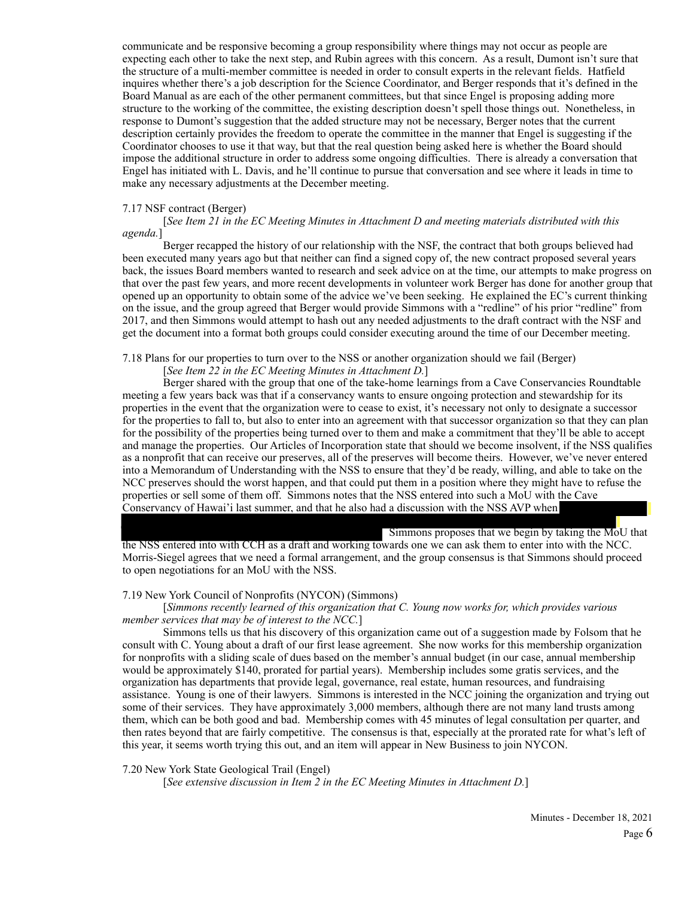communicate and be responsive becoming a group responsibility where things may not occur as people are expecting each other to take the next step, and Rubin agrees with this concern. As a result, Dumont isn't sure that the structure of a multi-member committee is needed in order to consult experts in the relevant fields. Hatfield inquires whether there's a job description for the Science Coordinator, and Berger responds that it's defined in the Board Manual as are each of the other permanent committees, but that since Engel is proposing adding more structure to the working of the committee, the existing description doesn't spell those things out. Nonetheless, in response to Dumont's suggestion that the added structure may not be necessary, Berger notes that the current description certainly provides the freedom to operate the committee in the manner that Engel is suggesting if the Coordinator chooses to use it that way, but that the real question being asked here is whether the Board should impose the additional structure in order to address some ongoing difficulties. There is already a conversation that Engel has initiated with L. Davis, and he'll continue to pursue that conversation and see where it leads in time to make any necessary adjustments at the December meeting.

7.17 NSF contract (Berger)

[*See Item 21 in the EC Meeting Minutes in Attachment D and meeting materials distributed with this agenda.*]

Berger recapped the history of our relationship with the NSF, the contract that both groups believed had been executed many years ago but that neither can find a signed copy of, the new contract proposed several years back, the issues Board members wanted to research and seek advice on at the time, our attempts to make progress on that over the past few years, and more recent developments in volunteer work Berger has done for another group that opened up an opportunity to obtain some of the advice we've been seeking. He explained the EC's current thinking on the issue, and the group agreed that Berger would provide Simmons with a "redline" of his prior "redline" from 2017, and then Simmons would attempt to hash out any needed adjustments to the draft contract with the NSF and get the document into a format both groups could consider executing around the time of our December meeting.

7.18 Plans for our properties to turn over to the NSS or another organization should we fail (Berger)

[*See Item 22 in the EC Meeting Minutes in Attachment D.*]

Berger shared with the group that one of the take-home learnings from a Cave Conservancies Roundtable meeting a few years back was that if a conservancy wants to ensure ongoing protection and stewardship for its properties in the event that the organization were to cease to exist, it's necessary not only to designate a successor for the properties to fall to, but also to enter into an agreement with that successor organization so that they can plan for the possibility of the properties being turned over to them and make a commitment that they'll be able to accept and manage the properties. Our Articles of Incorporation state that should we become insolvent, if the NSS qualifies as a nonprofit that can receive our preserves, all of the preserves will become theirs. However, we've never entered into a Memorandum of Understanding with the NSS to ensure that they'd be ready, willing, and able to take on the NCC preserves should the worst happen, and that could put them in a position where they might have to refuse the properties or sell some of them off. Simmons notes that the NSS entered into such a MoU with the Cave Conservancy of Hawai'i last summer, and that he also had a discussion with the NSS AVP when [REDACTED] Simmons proposes that we begin by taking the MoU that the NSS entered into with CCH as a draft and working towards one we can ask them to enter into with the NCC. Morris-Siegel agrees that we need a formal arrangement, and the group consensus is that Simmons should proceed to open negotiations for an MoU with the NSS.

7.19 New York Council of Nonprofits (NYCON) (Simmons)

[*Simmons recently learned of this organization that C. Young now works for, which provides various member services that may be of interest to the NCC.*]

Simmons tells us that his discovery of this organization came out of a suggestion made by Folsom that he consult with C. Young about a draft of our first lease agreement. She now works for this membership organization for nonprofits with a sliding scale of dues based on the member's annual budget (in our case, annual membership would be approximately $140, prorated for partial years). Membership includes some gratis services, and the organization has departments that provide legal, governance, real estate, human resources, and fundraising assistance. Young is one of their lawyers. Simmons is interested in the NCC joining the organization and trying out some of their services. They have approximately 3,000 members, although there are not many land trusts among them, which can be both good and bad. Membership comes with 45 minutes of legal consultation per quarter, and then rates beyond that are fairly competitive. The consensus is that, especially at the prorated rate for what's left of this year, it seems worth trying this out, and an item will appear in New Business to join NYCON.

7.20 New York State Geological Trail (Engel)

[*See extensive discussion in Item 2 in the EC Meeting Minutes in Attachment D.*]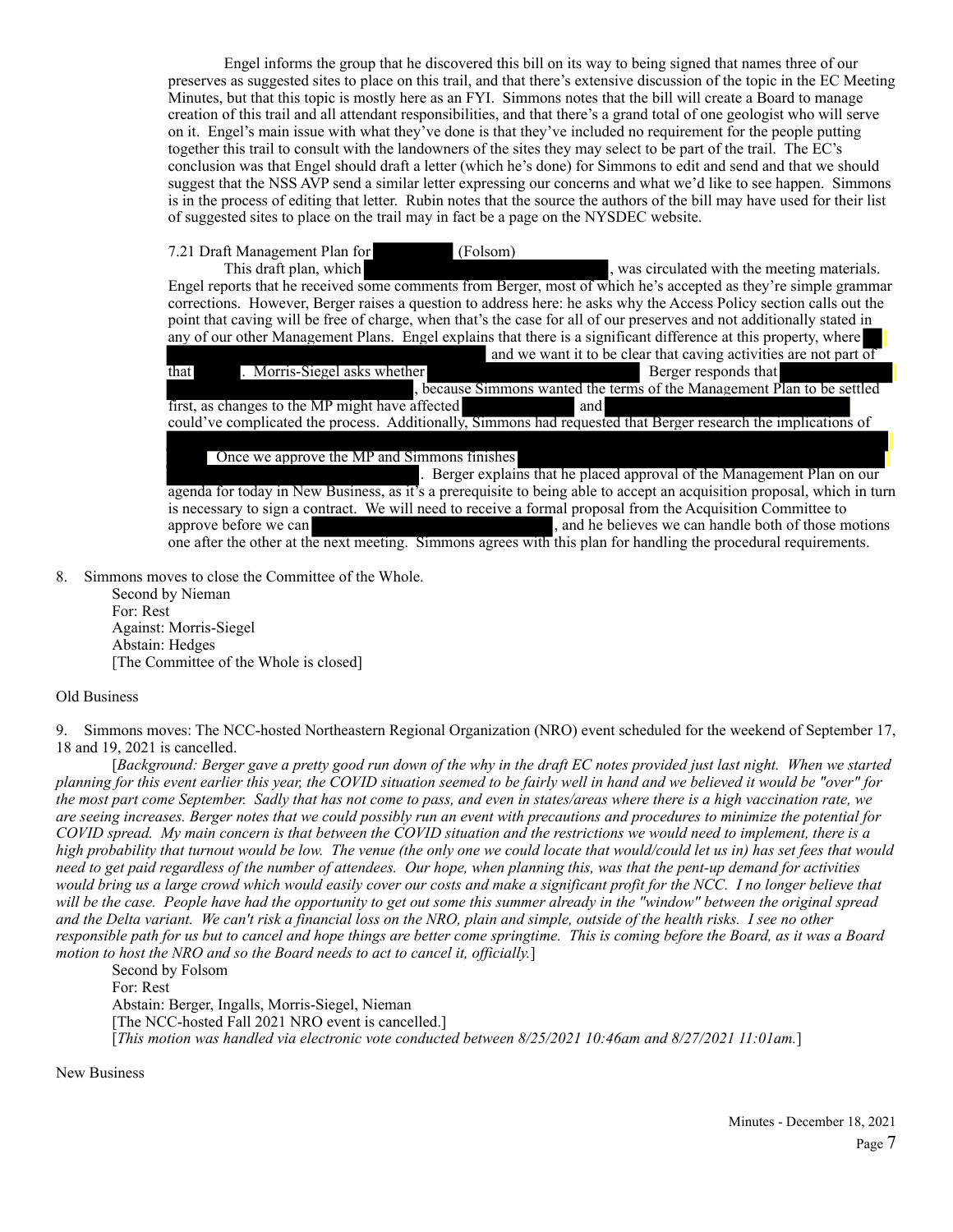Engel informs the group that he discovered this bill on its way to being signed that names three of our preserves as suggested sites to place on this trail, and that there's extensive discussion of the topic in the EC Meeting Minutes, but that this topic is mostly here as an FYI. Simmons notes that the bill will create a Board to manage creation of this trail and all attendant responsibilities, and that there's a grand total of one geologist who will serve on it. Engel's main issue with what they've done is that they've included no requirement for the people putting together this trail to consult with the landowners of the sites they may select to be part of the trail. The EC's conclusion was that Engel should draft a letter (which he's done) for Simmons to edit and send and that we should suggest that the NSS AVP send a similar letter expressing our concerns and what we'd like to see happen. Simmons is in the process of editing that letter. Rubin notes that the source the authors of the bill may have used for their list of suggested sites to place on the trail may in fact be a page on the NYSDEC website.

7.21 Draft Management Plan for [REDACTED] (Folsom)

This draft plan, which [REDACTED], was circulated with the meeting materials. Engel reports that he received some comments from Berger, most of which he's accepted as they're simple grammar corrections. However, Berger raises a question to address here: he asks why the Access Policy section calls out the point that caving will be free of charge, when that's the case for all of our preserves and not additionally stated in any of our other Management Plans. Engel explains that there is a significant difference at this property, where [REDACTED] and we want it to be clear that caving activities are not part of that [REDACTED]. Morris-Siegel asks whether [REDACTED] Berger responds that [REDACTED], because Simmons wanted the terms of the Management Plan to be settled first, as changes to the MP might have affected [REDACTED] and [REDACTED] could've complicated the process. Additionally, Simmons had requested that Berger research the implications of [REDACTED]. Once we approve the MP and Simmons finishes [REDACTED]. Berger explains that he placed approval of the Management Plan on our agenda for today in New Business, as it's a prerequisite to being able to accept an acquisition proposal, which in turn is necessary to sign a contract. We will need to receive a formal proposal from the Acquisition Committee to approve before we can [REDACTED], and he believes we can handle both of those motions one after the other at the next meeting. Simmons agrees with this plan for handling the procedural requirements.

8. Simmons moves to close the Committee of the Whole.
   Second by Nieman
   For: Rest
   Against: Morris-Siegel
   Abstain: Hedges
   [The Committee of the Whole is closed]

Old Business

9. Simmons moves: The NCC-hosted Northeastern Regional Organization (NRO) event scheduled for the weekend of September 17, 18 and 19, 2021 is cancelled.

[*Background: Berger gave a pretty good run down of the why in the draft EC notes provided just last night. When we started planning for this event earlier this year, the COVID situation seemed to be fairly well in hand and we believed it would be "over" for the most part come September. Sadly that has not come to pass, and even in states/areas where there is a high vaccination rate, we are seeing increases. Berger notes that we could possibly run an event with precautions and procedures to minimize the potential for COVID spread. My main concern is that between the COVID situation and the restrictions we would need to implement, there is a high probability that turnout would be low. The venue (the only one we could locate that would/could let us in) has set fees that would need to get paid regardless of the number of attendees. Our hope, when planning this, was that the pent-up demand for activities would bring us a large crowd which would easily cover our costs and make a significant profit for the NCC. I no longer believe that will be the case. People have had the opportunity to get out some this summer already in the "window" between the original spread and the Delta variant. We can't risk a financial loss on the NRO, plain and simple, outside of the health risks. I see no other responsible path for us but to cancel and hope things are better come springtime. This is coming before the Board, as it was a Board motion to host the NRO and so the Board needs to act to cancel it, officially.*]

   Second by Folsom
   For: Rest
   Abstain: Berger, Ingalls, Morris-Siegel, Nieman
   [The NCC-hosted Fall 2021 NRO event is cancelled.]
   [*This motion was handled via electronic vote conducted between 8/25/2021 10:46am and 8/27/2021 11:01am.*]

New Business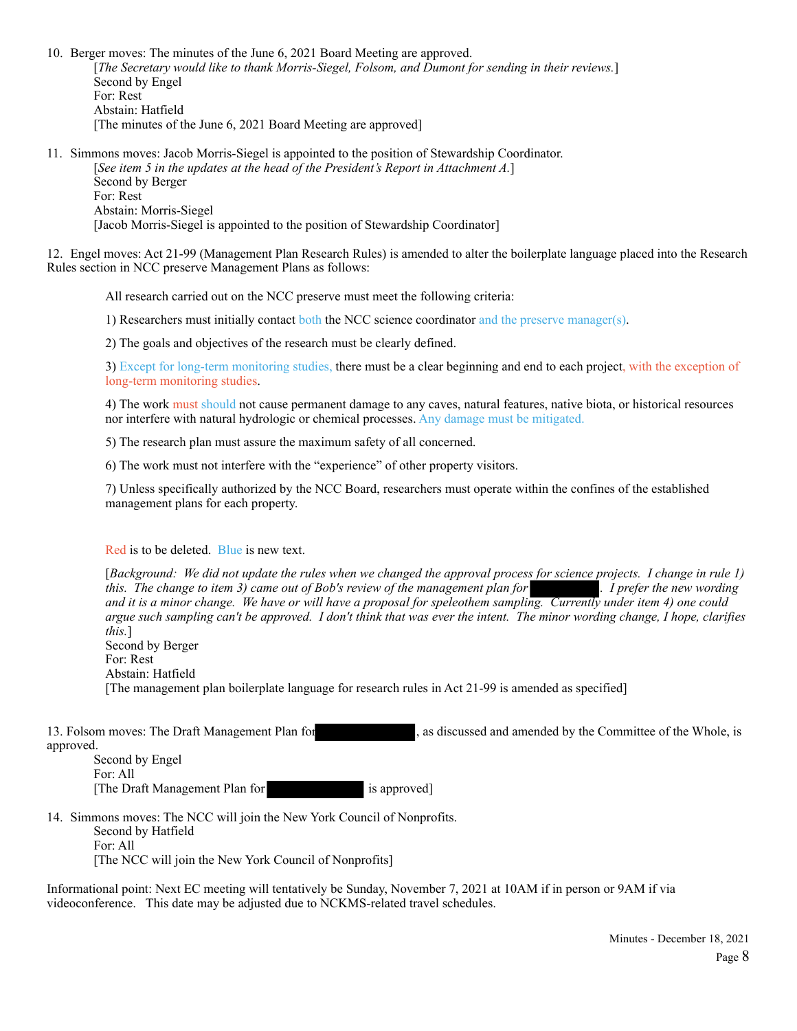10. Berger moves: The minutes of the June 6, 2021 Board Meeting are approved.
    [*The Secretary would like to thank Morris-Siegel, Folsom, and Dumont for sending in their reviews.*]
    Second by Engel
    For: Rest
    Abstain: Hatfield
    [The minutes of the June 6, 2021 Board Meeting are approved]

11. Simmons moves: Jacob Morris-Siegel is appointed to the position of Stewardship Coordinator.
    [*See item 5 in the updates at the head of the President's Report in Attachment A.*]
    Second by Berger
    For: Rest
    Abstain: Morris-Siegel
    [Jacob Morris-Siegel is appointed to the position of Stewardship Coordinator]

12. Engel moves: Act 21-99 (Management Plan Research Rules) is amended to alter the boilerplate language placed into the Research Rules section in NCC preserve Management Plans as follows:

    All research carried out on the NCC preserve must meet the following criteria:

    1) Researchers must initially contact both the NCC science coordinator and the preserve manager(s).

    2) The goals and objectives of the research must be clearly defined.

    3) Except for long-term monitoring studies, there must be a clear beginning and end to each project, with the exception of long-term monitoring studies.

    4) The work must should not cause permanent damage to any caves, natural features, native biota, or historical resources nor interfere with natural hydrologic or chemical processes. Any damage must be mitigated.

    5) The research plan must assure the maximum safety of all concerned.

    6) The work must not interfere with the "experience" of other property visitors.

    7) Unless specifically authorized by the NCC Board, researchers must operate within the confines of the established management plans for each property.

    Red is to be deleted. Blue is new text.

    [*Background: We did not update the rules when we changed the approval process for science projects. I change in rule 1) this. The change to item 3) came out of Bob's review of the management plan for* ██████. *I prefer the new wording and it is a minor change. We have or will have a proposal for speleothem sampling. Currently under item 4) one could argue such sampling can't be approved. I don't think that was ever the intent. The minor wording change, I hope, clarifies this.*]
    Second by Berger
    For: Rest
    Abstain: Hatfield
    [The management plan boilerplate language for research rules in Act 21-99 is amended as specified]

13. Folsom moves: The Draft Management Plan for ██████, as discussed and amended by the Committee of the Whole, is approved.
    Second by Engel
    For: All
    [The Draft Management Plan for ██████ is approved]

14. Simmons moves: The NCC will join the New York Council of Nonprofits.
    Second by Hatfield
    For: All
    [The NCC will join the New York Council of Nonprofits]

Informational point: Next EC meeting will tentatively be Sunday, November 7, 2021 at 10AM if in person or 9AM if via videoconference. This date may be adjusted due to NCKMS-related travel schedules.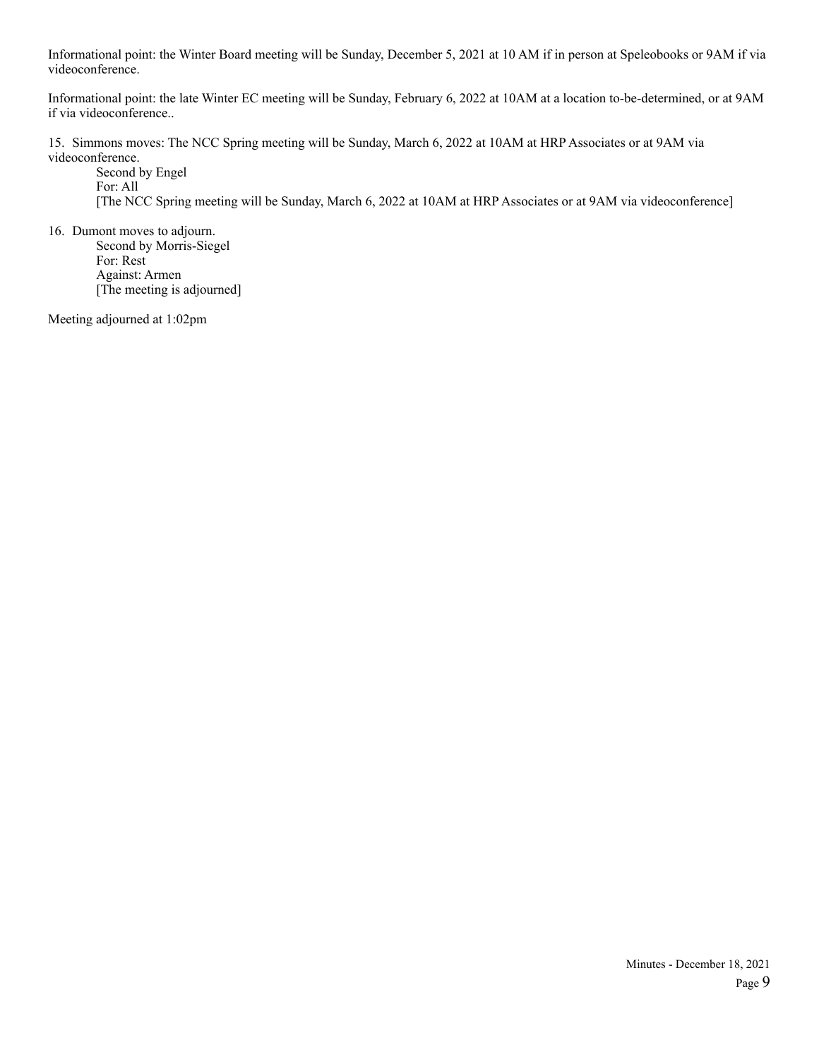Informational point: the Winter Board meeting will be Sunday, December 5, 2021 at 10 AM if in person at Speleobooks or 9AM if via videoconference.

Informational point: the late Winter EC meeting will be Sunday, February 6, 2022 at 10AM at a location to-be-determined, or at 9AM if via videoconference..

15. Simmons moves: The NCC Spring meeting will be Sunday, March 6, 2022 at 10AM at HRP Associates or at 9AM via videoconference.

    Second by Engel
    For: All
    [The NCC Spring meeting will be Sunday, March 6, 2022 at 10AM at HRP Associates or at 9AM via videoconference]

16. Dumont moves to adjourn.

    Second by Morris-Siegel
    For: Rest
    Against: Armen
    [The meeting is adjourned]

Meeting adjourned at 1:02pm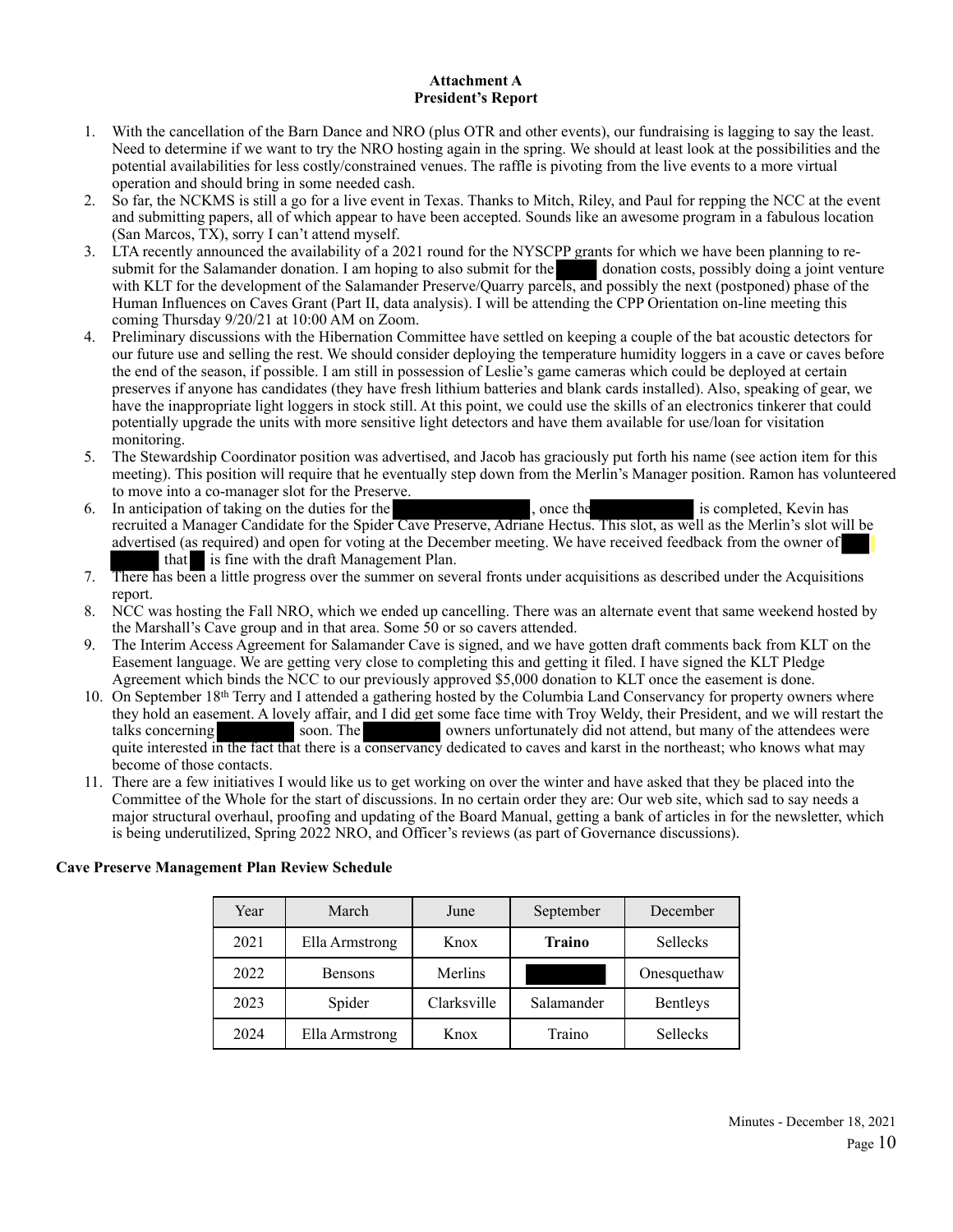**Attachment A**
**President's Report**

1. With the cancellation of the Barn Dance and NRO (plus OTR and other events), our fundraising is lagging to say the least. Need to determine if we want to try the NRO hosting again in the spring. We should at least look at the possibilities and the potential availabilities for less costly/constrained venues. The raffle is pivoting from the live events to a more virtual operation and should bring in some needed cash.
2. So far, the NCKMS is still a go for a live event in Texas. Thanks to Mitch, Riley, and Paul for repping the NCC at the event and submitting papers, all of which appear to have been accepted. Sounds like an awesome program in a fabulous location (San Marcos, TX), sorry I can't attend myself.
3. LTA recently announced the availability of a 2021 round for the NYSCPP grants for which we have been planning to re-submit for the Salamander donation. I am hoping to also submit for the donation costs, possibly doing a joint venture with KLT for the development of the Salamander Preserve/Quarry parcels, and possibly the next (postponed) phase of the Human Influences on Caves Grant (Part II, data analysis). I will be attending the CPP Orientation on-line meeting this coming Thursday 9/20/21 at 10:00 AM on Zoom.
4. Preliminary discussions with the Hibernation Committee have settled on keeping a couple of the bat acoustic detectors for our future use and selling the rest. We should consider deploying the temperature humidity loggers in a cave or caves before the end of the season, if possible. I am still in possession of Leslie's game cameras which could be deployed at certain preserves if anyone has candidates (they have fresh lithium batteries and blank cards installed). Also, speaking of gear, we have the inappropriate light loggers in stock still. At this point, we could use the skills of an electronics tinkerer that could potentially upgrade the units with more sensitive light detectors and have them available for use/loan for visitation monitoring.
5. The Stewardship Coordinator position was advertised, and Jacob has graciously put forth his name (see action item for this meeting). This position will require that he eventually step down from the Merlin's Manager position. Ramon has volunteered to move into a co-manager slot for the Preserve.
6. In anticipation of taking on the duties for the , once the is completed, Kevin has recruited a Manager Candidate for the Spider Cave Preserve, Adriane Hectus. This slot, as well as the Merlin's slot will be advertised (as required) and open for voting at the December meeting. We have received feedback from the owner of that is fine with the draft Management Plan.
7. There has been a little progress over the summer on several fronts under acquisitions as described under the Acquisitions report.
8. NCC was hosting the Fall NRO, which we ended up cancelling. There was an alternate event that same weekend hosted by the Marshall's Cave group and in that area. Some 50 or so cavers attended.
9. The Interim Access Agreement for Salamander Cave is signed, and we have gotten draft comments back from KLT on the Easement language. We are getting very close to completing this and getting it filed. I have signed the KLT Pledge Agreement which binds the NCC to our previously approved $5,000 donation to KLT once the easement is done.
10. On September 18th Terry and I attended a gathering hosted by the Columbia Land Conservancy for property owners where they hold an easement. A lovely affair, and I did get some face time with Troy Weldy, their President, and we will restart the talks concerning soon. The owners unfortunately did not attend, but many of the attendees were quite interested in the fact that there is a conservancy dedicated to caves and karst in the northeast; who knows what may become of those contacts.
11. There are a few initiatives I would like us to get working on over the winter and have asked that they be placed into the Committee of the Whole for the start of discussions. In no certain order they are: Our web site, which sad to say needs a major structural overhaul, proofing and updating of the Board Manual, getting a bank of articles in for the newsletter, which is being underutilized, Spring 2022 NRO, and Officer's reviews (as part of Governance discussions).

**Cave Preserve Management Plan Review Schedule**

| Year | March | June | September | December |
|---|---|---|---|---|
| 2021 | Ella Armstrong | Knox | **Traino** | Sellecks |
| 2022 | Bensons | Merlins | | Onesquethaw |
| 2023 | Spider | Clarksville | Salamander | Bentleys |
| 2024 | Ella Armstrong | Knox | Traino | Sellecks |

Minutes - December 18, 2021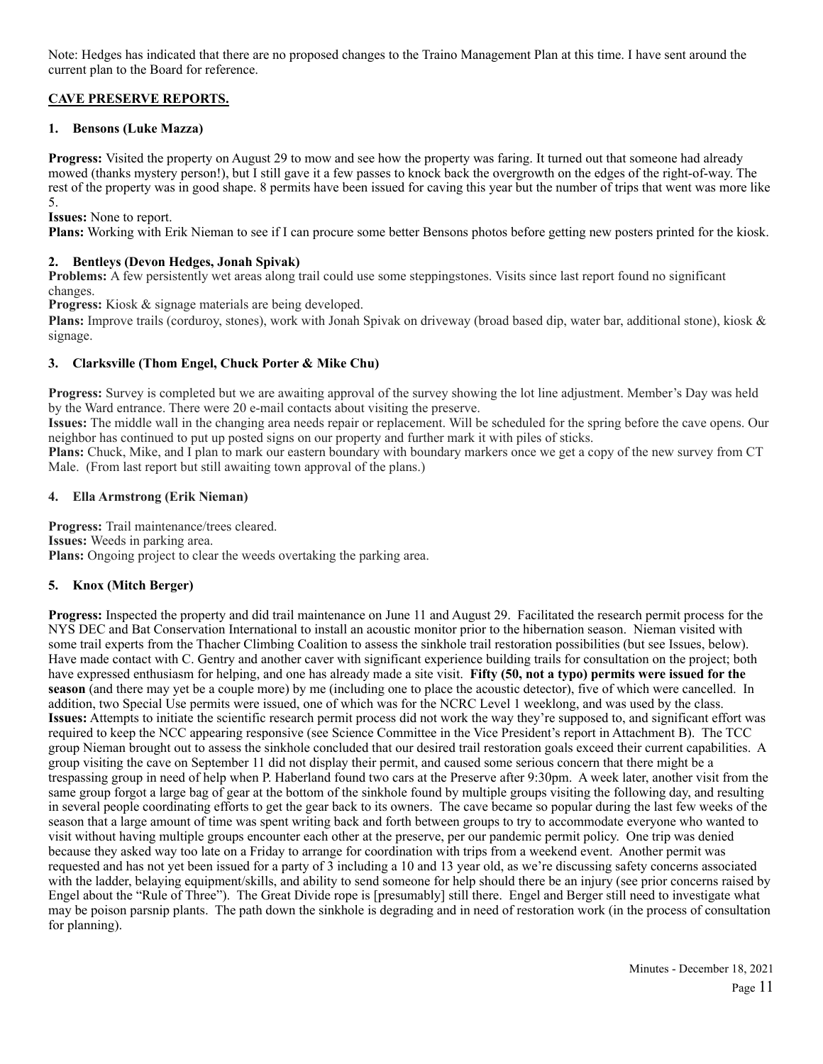Note: Hedges has indicated that there are no proposed changes to the Traino Management Plan at this time. I have sent around the current plan to the Board for reference.

## CAVE PRESERVE REPORTS.

### 1. Bensons (Luke Mazza)

**Progress:** Visited the property on August 29 to mow and see how the property was faring. It turned out that someone had already mowed (thanks mystery person!), but I still gave it a few passes to knock back the overgrowth on the edges of the right-of-way. The rest of the property was in good shape. 8 permits have been issued for caving this year but the number of trips that went was more like 5.

**Issues:** None to report.

**Plans:** Working with Erik Nieman to see if I can procure some better Bensons photos before getting new posters printed for the kiosk.

### 2. Bentleys (Devon Hedges, Jonah Spivak)

**Problems:** A few persistently wet areas along trail could use some steppingstones. Visits since last report found no significant changes.

**Progress:** Kiosk & signage materials are being developed.

**Plans:** Improve trails (corduroy, stones), work with Jonah Spivak on driveway (broad based dip, water bar, additional stone), kiosk & signage.

### 3. Clarksville (Thom Engel, Chuck Porter & Mike Chu)

**Progress:** Survey is completed but we are awaiting approval of the survey showing the lot line adjustment. Member's Day was held by the Ward entrance. There were 20 e-mail contacts about visiting the preserve.

**Issues:** The middle wall in the changing area needs repair or replacement. Will be scheduled for the spring before the cave opens. Our neighbor has continued to put up posted signs on our property and further mark it with piles of sticks.

**Plans:** Chuck, Mike, and I plan to mark our eastern boundary with boundary markers once we get a copy of the new survey from CT Male. (From last report but still awaiting town approval of the plans.)

### 4. Ella Armstrong (Erik Nieman)

**Progress:** Trail maintenance/trees cleared.

**Issues:** Weeds in parking area.

**Plans:** Ongoing project to clear the weeds overtaking the parking area.

### 5. Knox (Mitch Berger)

**Progress:** Inspected the property and did trail maintenance on June 11 and August 29. Facilitated the research permit process for the NYS DEC and Bat Conservation International to install an acoustic monitor prior to the hibernation season. Nieman visited with some trail experts from the Thacher Climbing Coalition to assess the sinkhole trail restoration possibilities (but see Issues, below). Have made contact with C. Gentry and another caver with significant experience building trails for consultation on the project; both have expressed enthusiasm for helping, and one has already made a site visit. **Fifty (50, not a typo) permits were issued for the season** (and there may yet be a couple more) by me (including one to place the acoustic detector), five of which were cancelled. In addition, two Special Use permits were issued, one of which was for the NCRC Level 1 weeklong, and was used by the class.

**Issues:** Attempts to initiate the scientific research permit process did not work the way they're supposed to, and significant effort was required to keep the NCC appearing responsive (see Science Committee in the Vice President's report in Attachment B). The TCC group Nieman brought out to assess the sinkhole concluded that our desired trail restoration goals exceed their current capabilities. A group visiting the cave on September 11 did not display their permit, and caused some serious concern that there might be a trespassing group in need of help when P. Haberland found two cars at the Preserve after 9:30pm. A week later, another visit from the same group forgot a large bag of gear at the bottom of the sinkhole found by multiple groups visiting the following day, and resulting in several people coordinating efforts to get the gear back to its owners. The cave became so popular during the last few weeks of the season that a large amount of time was spent writing back and forth between groups to try to accommodate everyone who wanted to visit without having multiple groups encounter each other at the preserve, per our pandemic permit policy. One trip was denied because they asked way too late on a Friday to arrange for coordination with trips from a weekend event. Another permit was requested and has not yet been issued for a party of 3 including a 10 and 13 year old, as we're discussing safety concerns associated with the ladder, belaying equipment/skills, and ability to send someone for help should there be an injury (see prior concerns raised by Engel about the "Rule of Three"). The Great Divide rope is [presumably] still there. Engel and Berger still need to investigate what may be poison parsnip plants. The path down the sinkhole is degrading and in need of restoration work (in the process of consultation for planning).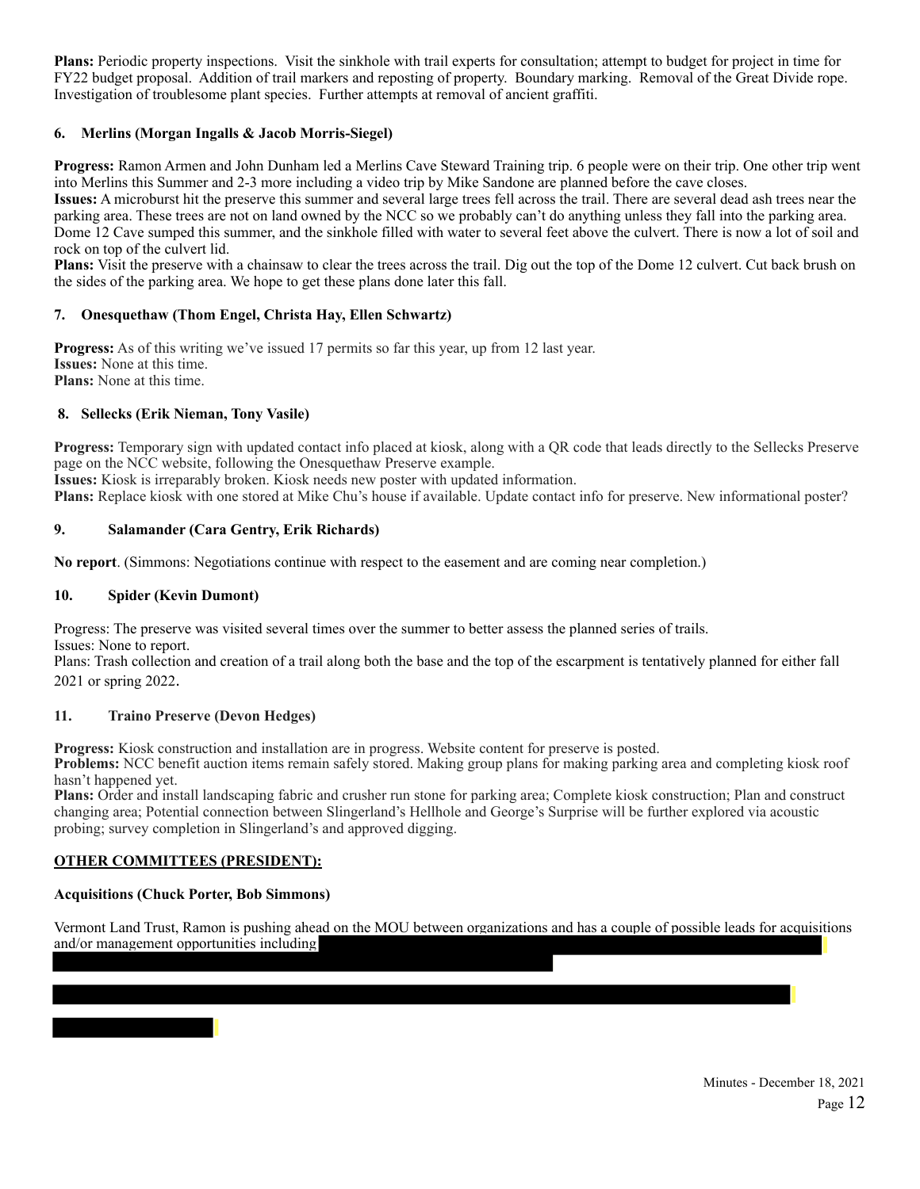**Plans:** Periodic property inspections. Visit the sinkhole with trail experts for consultation; attempt to budget for project in time for FY22 budget proposal. Addition of trail markers and reposting of property. Boundary marking. Removal of the Great Divide rope. Investigation of troublesome plant species. Further attempts at removal of ancient graffiti.

#### 6. Merlins (Morgan Ingalls & Jacob Morris-Siegel)

**Progress:** Ramon Armen and John Dunham led a Merlins Cave Steward Training trip. 6 people were on their trip. One other trip went into Merlins this Summer and 2-3 more including a video trip by Mike Sandone are planned before the cave closes.
**Issues:** A microburst hit the preserve this summer and several large trees fell across the trail. There are several dead ash trees near the parking area. These trees are not on land owned by the NCC so we probably can't do anything unless they fall into the parking area. Dome 12 Cave sumped this summer, and the sinkhole filled with water to several feet above the culvert. There is now a lot of soil and rock on top of the culvert lid.
**Plans:** Visit the preserve with a chainsaw to clear the trees across the trail. Dig out the top of the Dome 12 culvert. Cut back brush on the sides of the parking area. We hope to get these plans done later this fall.

#### 7. Onesquethaw (Thom Engel, Christa Hay, Ellen Schwartz)

**Progress:** As of this writing we've issued 17 permits so far this year, up from 12 last year.
**Issues:** None at this time.
**Plans:** None at this time.

#### 8. Sellecks (Erik Nieman, Tony Vasile)

**Progress:** Temporary sign with updated contact info placed at kiosk, along with a QR code that leads directly to the Sellecks Preserve page on the NCC website, following the Onesquethaw Preserve example.
**Issues:** Kiosk is irreparably broken. Kiosk needs new poster with updated information.
**Plans:** Replace kiosk with one stored at Mike Chu's house if available. Update contact info for preserve. New informational poster?

#### 9. Salamander (Cara Gentry, Erik Richards)

**No report**. (Simmons: Negotiations continue with respect to the easement and are coming near completion.)

#### 10. Spider (Kevin Dumont)

Progress: The preserve was visited several times over the summer to better assess the planned series of trails.
Issues: None to report.
Plans: Trash collection and creation of a trail along both the base and the top of the escarpment is tentatively planned for either fall 2021 or spring 2022.

#### 11. Traino Preserve (Devon Hedges)

**Progress:** Kiosk construction and installation are in progress. Website content for preserve is posted.
**Problems:** NCC benefit auction items remain safely stored. Making group plans for making parking area and completing kiosk roof hasn't happened yet.
**Plans:** Order and install landscaping fabric and crusher run stone for parking area; Complete kiosk construction; Plan and construct changing area; Potential connection between Slingerland's Hellhole and George's Surprise will be further explored via acoustic probing; survey completion in Slingerland's and approved digging.

### OTHER COMMITTEES (PRESIDENT):

#### Acquisitions (Chuck Porter, Bob Simmons)

Vermont Land Trust, Ramon is pushing ahead on the MOU between organizations and has a couple of possible leads for acquisitions and/or management opportunities including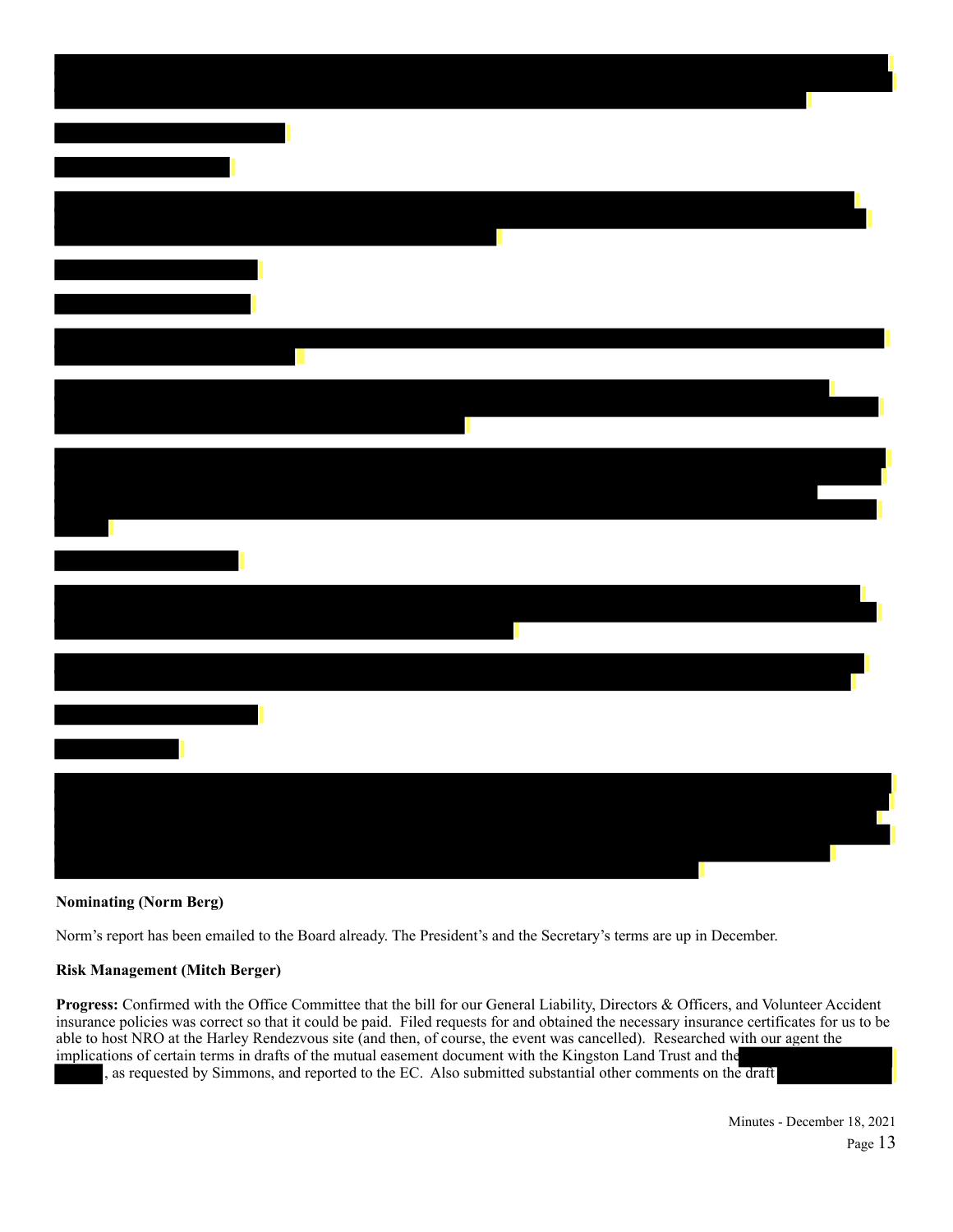**Nominating (Norm Berg)**

Norm's report has been emailed to the Board already. The President's and the Secretary's terms are up in December.

**Risk Management (Mitch Berger)**

**Progress:** Confirmed with the Office Committee that the bill for our General Liability, Directors & Officers, and Volunteer Accident insurance policies was correct so that it could be paid. Filed requests for and obtained the necessary insurance certificates for us to be able to host NRO at the Harley Rendezvous site (and then, of course, the event was cancelled). Researched with our agent the implications of certain terms in drafts of the mutual easement document with the Kingston Land Trust and the , as requested by Simmons, and reported to the EC. Also submitted substantial other comments on the draft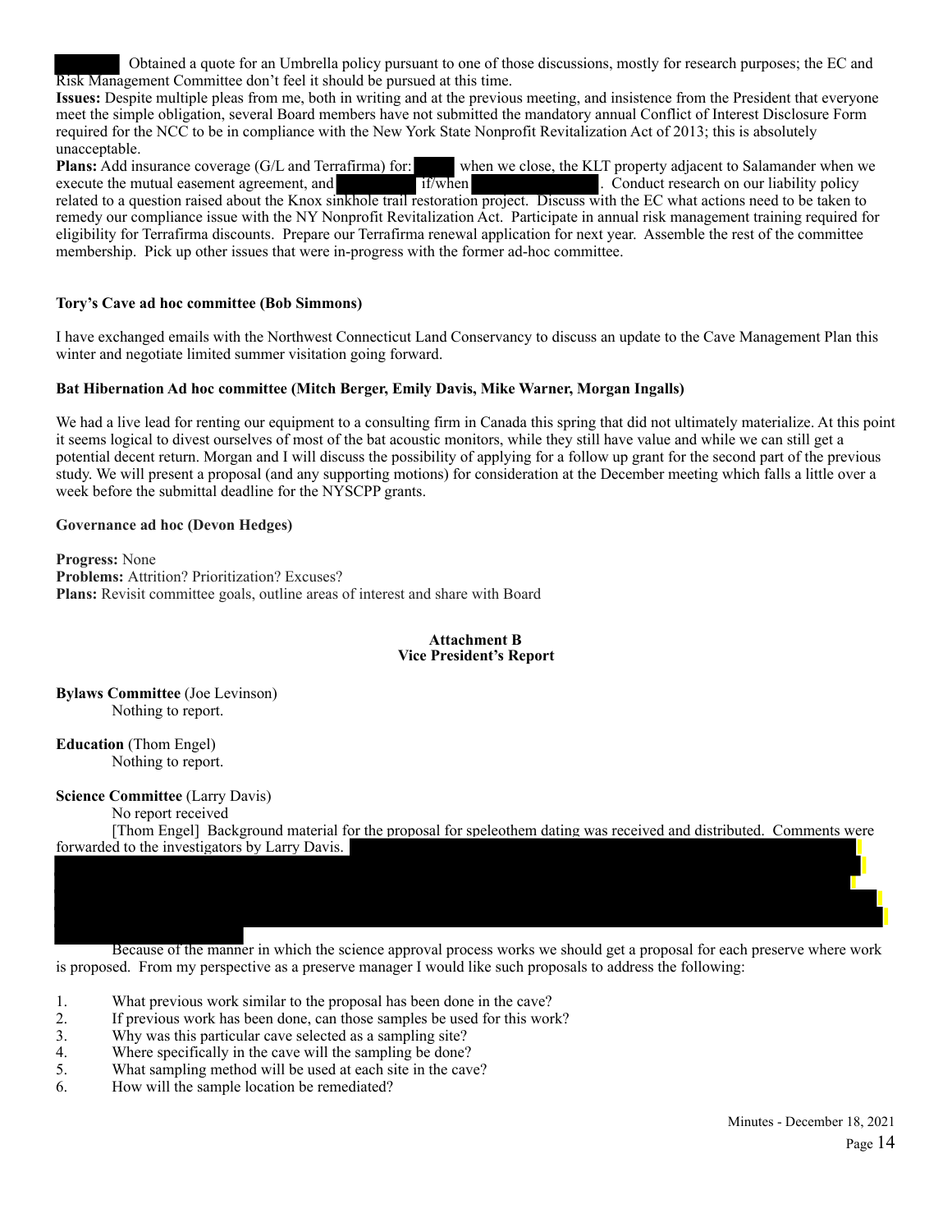Obtained a quote for an Umbrella policy pursuant to one of those discussions, mostly for research purposes; the EC and Risk Management Committee don't feel it should be pursued at this time.

**Issues:** Despite multiple pleas from me, both in writing and at the previous meeting, and insistence from the President that everyone meet the simple obligation, several Board members have not submitted the mandatory annual Conflict of Interest Disclosure Form required for the NCC to be in compliance with the New York State Nonprofit Revitalization Act of 2013; this is absolutely unacceptable.

**Plans:** Add insurance coverage (G/L and Terrafirma) for: when we close, the KLT property adjacent to Salamander when we execute the mutual easement agreement, and if/when . Conduct research on our liability policy related to a question raised about the Knox sinkhole trail restoration project. Discuss with the EC what actions need to be taken to remedy our compliance issue with the NY Nonprofit Revitalization Act. Participate in annual risk management training required for eligibility for Terrafirma discounts. Prepare our Terrafirma renewal application for next year. Assemble the rest of the committee membership. Pick up other issues that were in-progress with the former ad-hoc committee.

**Tory's Cave ad hoc committee (Bob Simmons)**

I have exchanged emails with the Northwest Connecticut Land Conservancy to discuss an update to the Cave Management Plan this winter and negotiate limited summer visitation going forward.

**Bat Hibernation Ad hoc committee (Mitch Berger, Emily Davis, Mike Warner, Morgan Ingalls)**

We had a live lead for renting our equipment to a consulting firm in Canada this spring that did not ultimately materialize. At this point it seems logical to divest ourselves of most of the bat acoustic monitors, while they still have value and while we can still get a potential decent return. Morgan and I will discuss the possibility of applying for a follow up grant for the second part of the previous study. We will present a proposal (and any supporting motions) for consideration at the December meeting which falls a little over a week before the submittal deadline for the NYSCPP grants.

**Governance ad hoc (Devon Hedges)**

**Progress:** None
**Problems:** Attrition? Prioritization? Excuses?
**Plans:** Revisit committee goals, outline areas of interest and share with Board

## Attachment B
## Vice President's Report

**Bylaws Committee** (Joe Levinson)
Nothing to report.

**Education** (Thom Engel)
Nothing to report.

**Science Committee** (Larry Davis)
No report received
[Thom Engel] Background material for the proposal for speleothem dating was received and distributed. Comments were forwarded to the investigators by Larry Davis.

Because of the manner in which the science approval process works we should get a proposal for each preserve where work is proposed. From my perspective as a preserve manager I would like such proposals to address the following:

1. What previous work similar to the proposal has been done in the cave?
2. If previous work has been done, can those samples be used for this work?
3. Why was this particular cave selected as a sampling site?
4. Where specifically in the cave will the sampling be done?
5. What sampling method will be used at each site in the cave?
6. How will the sample location be remediated?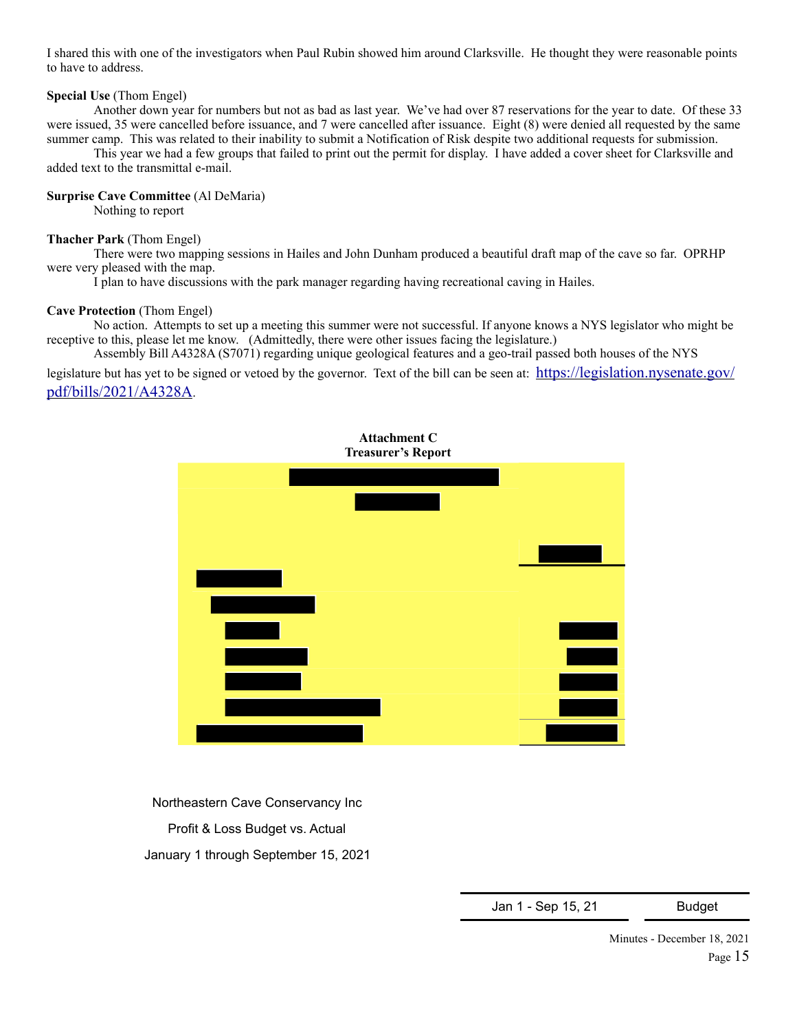I shared this with one of the investigators when Paul Rubin showed him around Clarksville. He thought they were reasonable points to have to address.

**Special Use** (Thom Engel)

Another down year for numbers but not as bad as last year. We've had over 87 reservations for the year to date. Of these 33 were issued, 35 were cancelled before issuance, and 7 were cancelled after issuance. Eight (8) were denied all requested by the same summer camp. This was related to their inability to submit a Notification of Risk despite two additional requests for submission.

This year we had a few groups that failed to print out the permit for display. I have added a cover sheet for Clarksville and added text to the transmittal e-mail.

**Surprise Cave Committee** (Al DeMaria)

Nothing to report

**Thacher Park** (Thom Engel)

There were two mapping sessions in Hailes and John Dunham produced a beautiful draft map of the cave so far. OPRHP were very pleased with the map.

I plan to have discussions with the park manager regarding having recreational caving in Hailes.

**Cave Protection** (Thom Engel)

No action. Attempts to set up a meeting this summer were not successful. If anyone knows a NYS legislator who might be receptive to this, please let me know. (Admittedly, there were other issues facing the legislature.)

Assembly Bill A4328A (S7071) regarding unique geological features and a geo-trail passed both houses of the NYS legislature but has yet to be signed or vetoed by the governor. Text of the bill can be seen at: https://legislation.nysenate.gov/pdf/bills/2021/A4328A.

**Attachment C**
**Treasurer's Report**

Northeastern Cave Conservancy Inc

Profit & Loss Budget vs. Actual

January 1 through September 15, 2021

| | Jan 1 - Sep 15, 21 | Budget |
|---|---|---|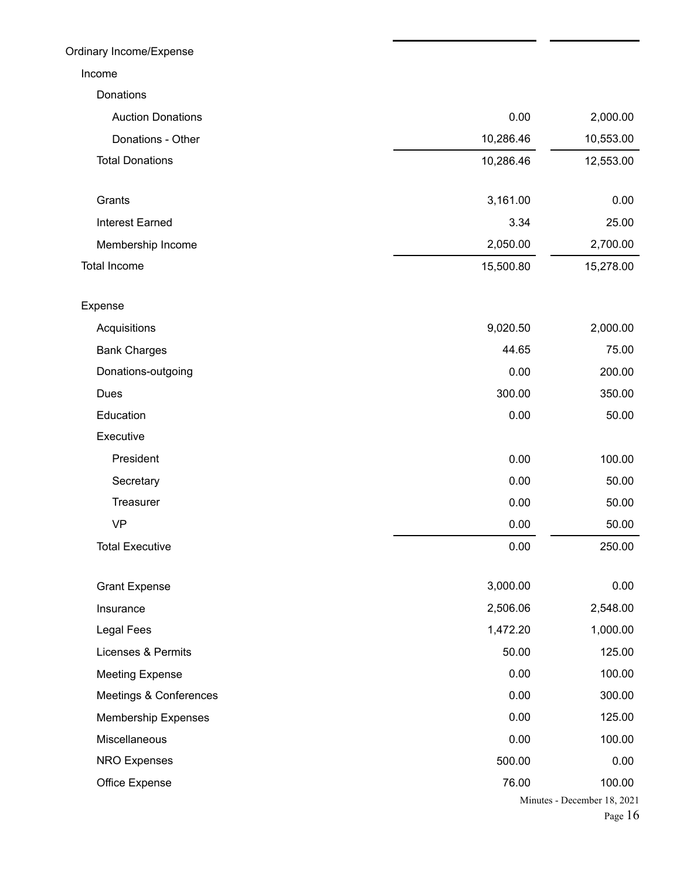| | | |
|---|---|---|
| Ordinary Income/Expense | | |
| Income | | |
| Donations | | |
| Auction Donations | 0.00 | 2,000.00 |
| Donations - Other | 10,286.46 | 10,553.00 |
| Total Donations | 10,286.46 | 12,553.00 |
| Grants | 3,161.00 | 0.00 |
| Interest Earned | 3.34 | 25.00 |
| Membership Income | 2,050.00 | 2,700.00 |
| Total Income | 15,500.80 | 15,278.00 |
| Expense | | |
| Acquisitions | 9,020.50 | 2,000.00 |
| Bank Charges | 44.65 | 75.00 |
| Donations-outgoing | 0.00 | 200.00 |
| Dues | 300.00 | 350.00 |
| Education | 0.00 | 50.00 |
| Executive | | |
| President | 0.00 | 100.00 |
| Secretary | 0.00 | 50.00 |
| Treasurer | 0.00 | 50.00 |
| VP | 0.00 | 50.00 |
| Total Executive | 0.00 | 250.00 |
| Grant Expense | 3,000.00 | 0.00 |
| Insurance | 2,506.06 | 2,548.00 |
| Legal Fees | 1,472.20 | 1,000.00 |
| Licenses & Permits | 50.00 | 125.00 |
| Meeting Expense | 0.00 | 100.00 |
| Meetings & Conferences | 0.00 | 300.00 |
| Membership Expenses | 0.00 | 125.00 |
| Miscellaneous | 0.00 | 100.00 |
| NRO Expenses | 500.00 | 0.00 |
| Office Expense | 76.00 | 100.00 |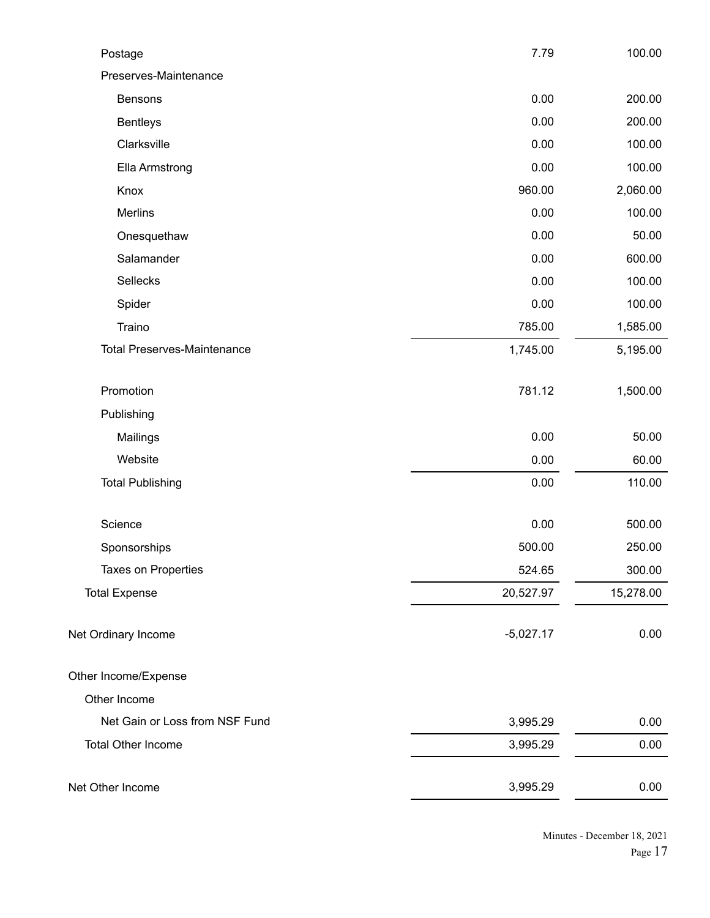| | | |
|---|---|---|
| Postage | 7.79 | 100.00 |
| Preserves-Maintenance | | |
| Bensons | 0.00 | 200.00 |
| Bentleys | 0.00 | 200.00 |
| Clarksville | 0.00 | 100.00 |
| Ella Armstrong | 0.00 | 100.00 |
| Knox | 960.00 | 2,060.00 |
| Merlins | 0.00 | 100.00 |
| Onesquethaw | 0.00 | 50.00 |
| Salamander | 0.00 | 600.00 |
| Sellecks | 0.00 | 100.00 |
| Spider | 0.00 | 100.00 |
| Traino | 785.00 | 1,585.00 |
| Total Preserves-Maintenance | 1,745.00 | 5,195.00 |
| Promotion | 781.12 | 1,500.00 |
| Publishing | | |
| Mailings | 0.00 | 50.00 |
| Website | 0.00 | 60.00 |
| Total Publishing | 0.00 | 110.00 |
| Science | 0.00 | 500.00 |
| Sponsorships | 500.00 | 250.00 |
| Taxes on Properties | 524.65 | 300.00 |
| Total Expense | 20,527.97 | 15,278.00 |
| Net Ordinary Income | -5,027.17 | 0.00 |
| Other Income/Expense | | |
| Other Income | | |
| Net Gain or Loss from NSF Fund | 3,995.29 | 0.00 |
| Total Other Income | 3,995.29 | 0.00 |
| Net Other Income | 3,995.29 | 0.00 |

Minutes - December 18, 2021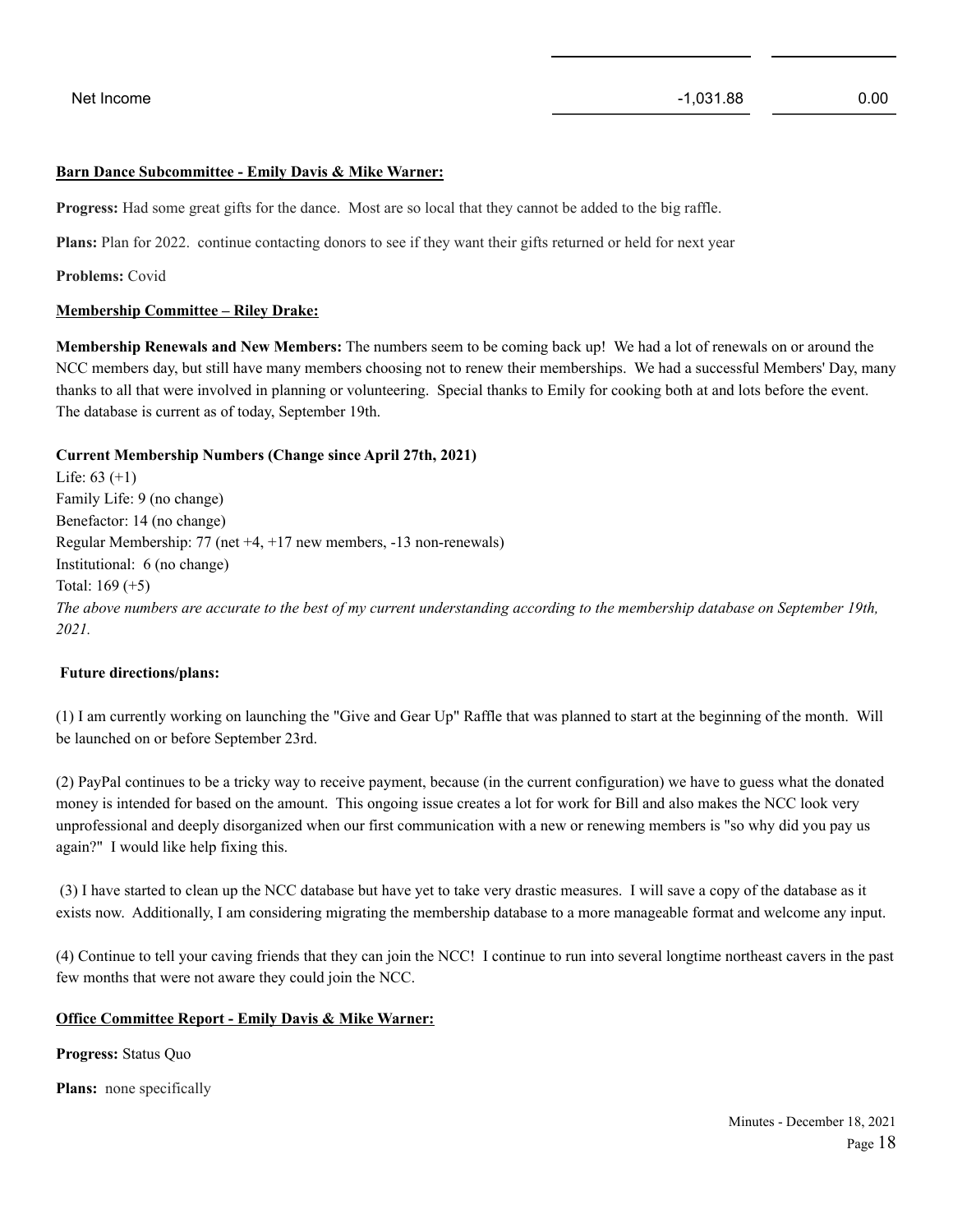| | | |
|---|---|---|
| Net Income | -1,031.88 | 0.00 |

**Barn Dance Subcommittee - Emily Davis & Mike Warner:**

**Progress:** Had some great gifts for the dance. Most are so local that they cannot be added to the big raffle.

**Plans:** Plan for 2022. continue contacting donors to see if they want their gifts returned or held for next year

**Problems:** Covid

**Membership Committee – Riley Drake:**

**Membership Renewals and New Members:** The numbers seem to be coming back up! We had a lot of renewals on or around the NCC members day, but still have many members choosing not to renew their memberships. We had a successful Members' Day, many thanks to all that were involved in planning or volunteering. Special thanks to Emily for cooking both at and lots before the event. The database is current as of today, September 19th.

**Current Membership Numbers (Change since April 27th, 2021)**

Life: 63 (+1)
Family Life: 9 (no change)
Benefactor: 14 (no change)
Regular Membership: 77 (net +4, +17 new members, -13 non-renewals)
Institutional: 6 (no change)
Total: 169 (+5)

*The above numbers are accurate to the best of my current understanding according to the membership database on September 19th, 2021.*

**Future directions/plans:**

(1) I am currently working on launching the "Give and Gear Up" Raffle that was planned to start at the beginning of the month. Will be launched on or before September 23rd.

(2) PayPal continues to be a tricky way to receive payment, because (in the current configuration) we have to guess what the donated money is intended for based on the amount. This ongoing issue creates a lot for work for Bill and also makes the NCC look very unprofessional and deeply disorganized when our first communication with a new or renewing members is "so why did you pay us again?" I would like help fixing this.

(3) I have started to clean up the NCC database but have yet to take very drastic measures. I will save a copy of the database as it exists now. Additionally, I am considering migrating the membership database to a more manageable format and welcome any input.

(4) Continue to tell your caving friends that they can join the NCC! I continue to run into several longtime northeast cavers in the past few months that were not aware they could join the NCC.

**Office Committee Report - Emily Davis & Mike Warner:**

**Progress:** Status Quo

**Plans:** none specifically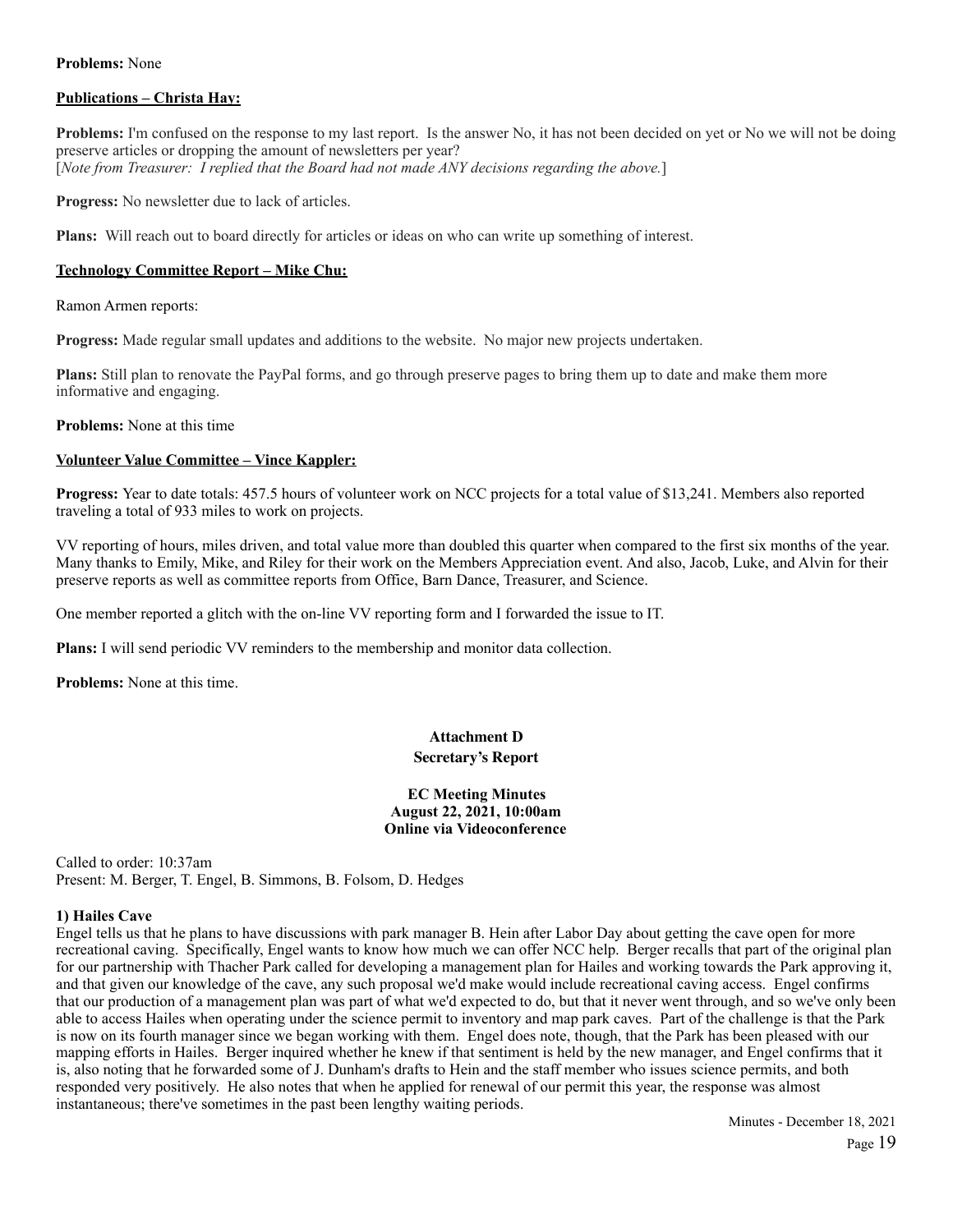**Problems:** None

**Publications – Christa Hay:**

**Problems:** I'm confused on the response to my last report. Is the answer No, it has not been decided on yet or No we will not be doing preserve articles or dropping the amount of newsletters per year?
[*Note from Treasurer: I replied that the Board had not made ANY decisions regarding the above.*]

**Progress:** No newsletter due to lack of articles.

**Plans:** Will reach out to board directly for articles or ideas on who can write up something of interest.

**Technology Committee Report – Mike Chu:**

Ramon Armen reports:

**Progress:** Made regular small updates and additions to the website. No major new projects undertaken.

**Plans:** Still plan to renovate the PayPal forms, and go through preserve pages to bring them up to date and make them more informative and engaging.

**Problems:** None at this time

**Volunteer Value Committee – Vince Kappler:**

**Progress:** Year to date totals: 457.5 hours of volunteer work on NCC projects for a total value of $13,241. Members also reported traveling a total of 933 miles to work on projects.

VV reporting of hours, miles driven, and total value more than doubled this quarter when compared to the first six months of the year. Many thanks to Emily, Mike, and Riley for their work on the Members Appreciation event. And also, Jacob, Luke, and Alvin for their preserve reports as well as committee reports from Office, Barn Dance, Treasurer, and Science.

One member reported a glitch with the on-line VV reporting form and I forwarded the issue to IT.

**Plans:** I will send periodic VV reminders to the membership and monitor data collection.

**Problems:** None at this time.

## Attachment D
## Secretary's Report

### EC Meeting Minutes
### August 22, 2021, 10:00am
### Online via Videoconference

Called to order: 10:37am
Present: M. Berger, T. Engel, B. Simmons, B. Folsom, D. Hedges

**1) Hailes Cave**
Engel tells us that he plans to have discussions with park manager B. Hein after Labor Day about getting the cave open for more recreational caving. Specifically, Engel wants to know how much we can offer NCC help. Berger recalls that part of the original plan for our partnership with Thacher Park called for developing a management plan for Hailes and working towards the Park approving it, and that given our knowledge of the cave, any such proposal we'd make would include recreational caving access. Engel confirms that our production of a management plan was part of what we'd expected to do, but that it never went through, and so we've only been able to access Hailes when operating under the science permit to inventory and map park caves. Part of the challenge is that the Park is now on its fourth manager since we began working with them. Engel does note, though, that the Park has been pleased with our mapping efforts in Hailes. Berger inquired whether he knew if that sentiment is held by the new manager, and Engel confirms that it is, also noting that he forwarded some of J. Dunham's drafts to Hein and the staff member who issues science permits, and both responded very positively. He also notes that when he applied for renewal of our permit this year, the response was almost instantaneous; there've sometimes in the past been lengthy waiting periods.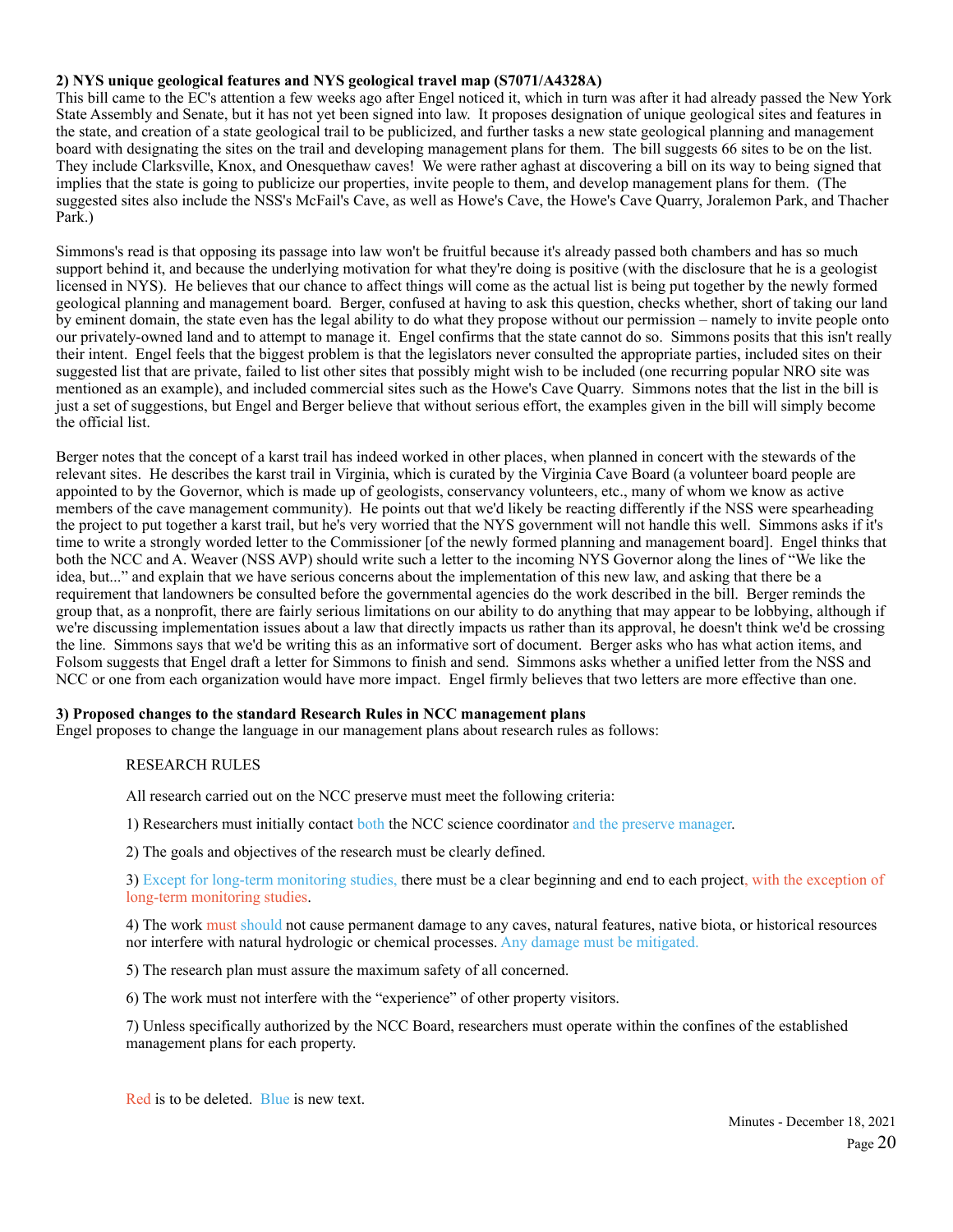**2) NYS unique geological features and NYS geological travel map (S7071/A4328A)**

This bill came to the EC's attention a few weeks ago after Engel noticed it, which in turn was after it had already passed the New York State Assembly and Senate, but it has not yet been signed into law. It proposes designation of unique geological sites and features in the state, and creation of a state geological trail to be publicized, and further tasks a new state geological planning and management board with designating the sites on the trail and developing management plans for them. The bill suggests 66 sites to be on the list. They include Clarksville, Knox, and Onesquethaw caves! We were rather aghast at discovering a bill on its way to being signed that implies that the state is going to publicize our properties, invite people to them, and develop management plans for them. (The suggested sites also include the NSS's McFail's Cave, as well as Howe's Cave, the Howe's Cave Quarry, Joralemon Park, and Thacher Park.)

Simmons's read is that opposing its passage into law won't be fruitful because it's already passed both chambers and has so much support behind it, and because the underlying motivation for what they're doing is positive (with the disclosure that he is a geologist licensed in NYS). He believes that our chance to affect things will come as the actual list is being put together by the newly formed geological planning and management board. Berger, confused at having to ask this question, checks whether, short of taking our land by eminent domain, the state even has the legal ability to do what they propose without our permission – namely to invite people onto our privately-owned land and to attempt to manage it. Engel confirms that the state cannot do so. Simmons posits that this isn't really their intent. Engel feels that the biggest problem is that the legislators never consulted the appropriate parties, included sites on their suggested list that are private, failed to list other sites that possibly might wish to be included (one recurring popular NRO site was mentioned as an example), and included commercial sites such as the Howe's Cave Quarry. Simmons notes that the list in the bill is just a set of suggestions, but Engel and Berger believe that without serious effort, the examples given in the bill will simply become the official list.

Berger notes that the concept of a karst trail has indeed worked in other places, when planned in concert with the stewards of the relevant sites. He describes the karst trail in Virginia, which is curated by the Virginia Cave Board (a volunteer board people are appointed to by the Governor, which is made up of geologists, conservancy volunteers, etc., many of whom we know as active members of the cave management community). He points out that we'd likely be reacting differently if the NSS were spearheading the project to put together a karst trail, but he's very worried that the NYS government will not handle this well. Simmons asks if it's time to write a strongly worded letter to the Commissioner [of the newly formed planning and management board]. Engel thinks that both the NCC and A. Weaver (NSS AVP) should write such a letter to the incoming NYS Governor along the lines of "We like the idea, but..." and explain that we have serious concerns about the implementation of this new law, and asking that there be a requirement that landowners be consulted before the governmental agencies do the work described in the bill. Berger reminds the group that, as a nonprofit, there are fairly serious limitations on our ability to do anything that may appear to be lobbying, although if we're discussing implementation issues about a law that directly impacts us rather than its approval, he doesn't think we'd be crossing the line. Simmons says that we'd be writing this as an informative sort of document. Berger asks who has what action items, and Folsom suggests that Engel draft a letter for Simmons to finish and send. Simmons asks whether a unified letter from the NSS and NCC or one from each organization would have more impact. Engel firmly believes that two letters are more effective than one.

**3) Proposed changes to the standard Research Rules in NCC management plans**

Engel proposes to change the language in our management plans about research rules as follows:

> RESEARCH RULES
>
> All research carried out on the NCC preserve must meet the following criteria:
>
> 1) Researchers must initially contact both the NCC science coordinator and the preserve manager.
>
> 2) The goals and objectives of the research must be clearly defined.
>
> 3) Except for long-term monitoring studies, there must be a clear beginning and end to each project, with the exception of long-term monitoring studies.
>
> 4) The work must should not cause permanent damage to any caves, natural features, native biota, or historical resources nor interfere with natural hydrologic or chemical processes. Any damage must be mitigated.
>
> 5) The research plan must assure the maximum safety of all concerned.
>
> 6) The work must not interfere with the "experience" of other property visitors.
>
> 7) Unless specifically authorized by the NCC Board, researchers must operate within the confines of the established management plans for each property.

Red is to be deleted. Blue is new text.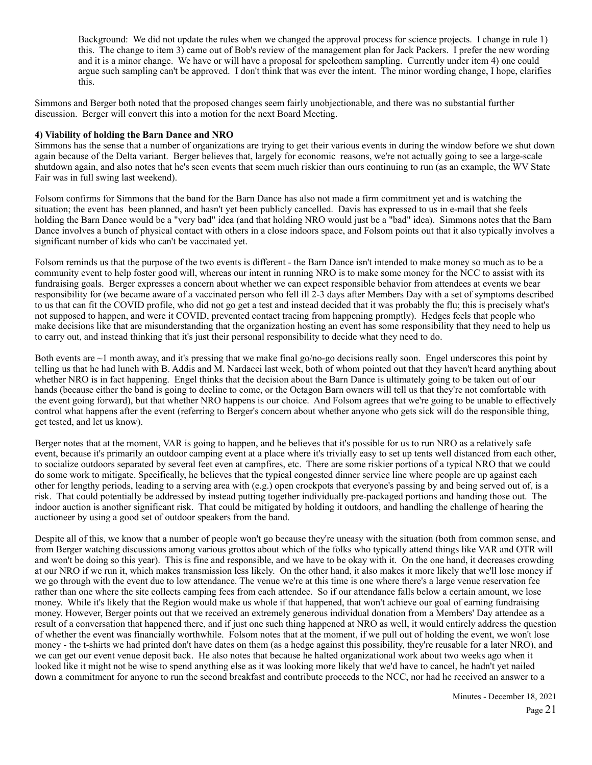Background: We did not update the rules when we changed the approval process for science projects. I change in rule 1) this. The change to item 3) came out of Bob's review of the management plan for Jack Packers. I prefer the new wording and it is a minor change. We have or will have a proposal for speleothem sampling. Currently under item 4) one could argue such sampling can't be approved. I don't think that was ever the intent. The minor wording change, I hope, clarifies this.

Simmons and Berger both noted that the proposed changes seem fairly unobjectionable, and there was no substantial further discussion. Berger will convert this into a motion for the next Board Meeting.

**4) Viability of holding the Barn Dance and NRO**

Simmons has the sense that a number of organizations are trying to get their various events in during the window before we shut down again because of the Delta variant. Berger believes that, largely for economic reasons, we're not actually going to see a large-scale shutdown again, and also notes that he's seen events that seem much riskier than ours continuing to run (as an example, the WV State Fair was in full swing last weekend).

Folsom confirms for Simmons that the band for the Barn Dance has also not made a firm commitment yet and is watching the situation; the event has been planned, and hasn't yet been publicly cancelled. Davis has expressed to us in e-mail that she feels holding the Barn Dance would be a "very bad" idea (and that holding NRO would just be a "bad" idea). Simmons notes that the Barn Dance involves a bunch of physical contact with others in a close indoors space, and Folsom points out that it also typically involves a significant number of kids who can't be vaccinated yet.

Folsom reminds us that the purpose of the two events is different - the Barn Dance isn't intended to make money so much as to be a community event to help foster good will, whereas our intent in running NRO is to make some money for the NCC to assist with its fundraising goals. Berger expresses a concern about whether we can expect responsible behavior from attendees at events we bear responsibility for (we became aware of a vaccinated person who fell ill 2-3 days after Members Day with a set of symptoms described to us that can fit the COVID profile, who did not go get a test and instead decided that it was probably the flu; this is precisely what's not supposed to happen, and were it COVID, prevented contact tracing from happening promptly). Hedges feels that people who make decisions like that are misunderstanding that the organization hosting an event has some responsibility that they need to help us to carry out, and instead thinking that it's just their personal responsibility to decide what they need to do.

Both events are ~1 month away, and it's pressing that we make final go/no-go decisions really soon. Engel underscores this point by telling us that he had lunch with B. Addis and M. Nardacci last week, both of whom pointed out that they haven't heard anything about whether NRO is in fact happening. Engel thinks that the decision about the Barn Dance is ultimately going to be taken out of our hands (because either the band is going to decline to come, or the Octagon Barn owners will tell us that they're not comfortable with the event going forward), but that whether NRO happens is our choice. And Folsom agrees that we're going to be unable to effectively control what happens after the event (referring to Berger's concern about whether anyone who gets sick will do the responsible thing, get tested, and let us know).

Berger notes that at the moment, VAR is going to happen, and he believes that it's possible for us to run NRO as a relatively safe event, because it's primarily an outdoor camping event at a place where it's trivially easy to set up tents well distanced from each other, to socialize outdoors separated by several feet even at campfires, etc. There are some riskier portions of a typical NRO that we could do some work to mitigate. Specifically, he believes that the typical congested dinner service line where people are up against each other for lengthy periods, leading to a serving area with (e.g.) open crockpots that everyone's passing by and being served out of, is a risk. That could potentially be addressed by instead putting together individually pre-packaged portions and handing those out. The indoor auction is another significant risk. That could be mitigated by holding it outdoors, and handling the challenge of hearing the auctioneer by using a good set of outdoor speakers from the band.

Despite all of this, we know that a number of people won't go because they're uneasy with the situation (both from common sense, and from Berger watching discussions among various grottos about which of the folks who typically attend things like VAR and OTR will and won't be doing so this year). This is fine and responsible, and we have to be okay with it. On the one hand, it decreases crowding at our NRO if we run it, which makes transmission less likely. On the other hand, it also makes it more likely that we'll lose money if we go through with the event due to low attendance. The venue we're at this time is one where there's a large venue reservation fee rather than one where the site collects camping fees from each attendee. So if our attendance falls below a certain amount, we lose money. While it's likely that the Region would make us whole if that happened, that won't achieve our goal of earning fundraising money. However, Berger points out that we received an extremely generous individual donation from a Members' Day attendee as a result of a conversation that happened there, and if just one such thing happened at NRO as well, it would entirely address the question of whether the event was financially worthwhile. Folsom notes that at the moment, if we pull out of holding the event, we won't lose money - the t-shirts we had printed don't have dates on them (as a hedge against this possibility, they're reusable for a later NRO), and we can get our event venue deposit back. He also notes that because he halted organizational work about two weeks ago when it looked like it might not be wise to spend anything else as it was looking more likely that we'd have to cancel, he hadn't yet nailed down a commitment for anyone to run the second breakfast and contribute proceeds to the NCC, nor had he received an answer to a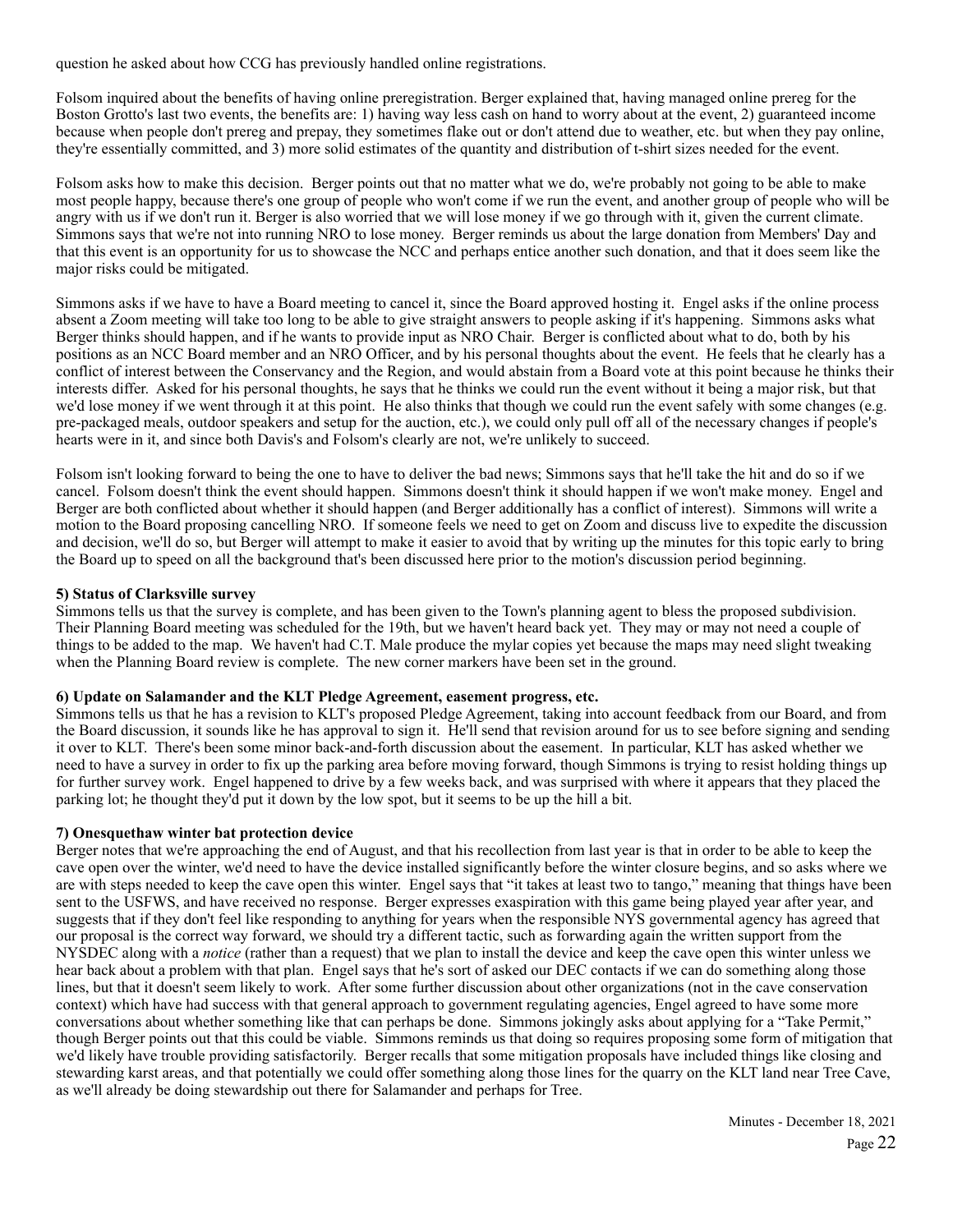question he asked about how CCG has previously handled online registrations.

Folsom inquired about the benefits of having online preregistration. Berger explained that, having managed online prereg for the Boston Grotto's last two events, the benefits are: 1) having way less cash on hand to worry about at the event, 2) guaranteed income because when people don't prereg and prepay, they sometimes flake out or don't attend due to weather, etc. but when they pay online, they're essentially committed, and 3) more solid estimates of the quantity and distribution of t-shirt sizes needed for the event.

Folsom asks how to make this decision. Berger points out that no matter what we do, we're probably not going to be able to make most people happy, because there's one group of people who won't come if we run the event, and another group of people who will be angry with us if we don't run it. Berger is also worried that we will lose money if we go through with it, given the current climate. Simmons says that we're not into running NRO to lose money. Berger reminds us about the large donation from Members' Day and that this event is an opportunity for us to showcase the NCC and perhaps entice another such donation, and that it does seem like the major risks could be mitigated.

Simmons asks if we have to have a Board meeting to cancel it, since the Board approved hosting it. Engel asks if the online process absent a Zoom meeting will take too long to be able to give straight answers to people asking if it's happening. Simmons asks what Berger thinks should happen, and if he wants to provide input as NRO Chair. Berger is conflicted about what to do, both by his positions as an NCC Board member and an NRO Officer, and by his personal thoughts about the event. He feels that he clearly has a conflict of interest between the Conservancy and the Region, and would abstain from a Board vote at this point because he thinks their interests differ. Asked for his personal thoughts, he says that he thinks we could run the event without it being a major risk, but that we'd lose money if we went through it at this point. He also thinks that though we could run the event safely with some changes (e.g. pre-packaged meals, outdoor speakers and setup for the auction, etc.), we could only pull off all of the necessary changes if people's hearts were in it, and since both Davis's and Folsom's clearly are not, we're unlikely to succeed.

Folsom isn't looking forward to being the one to have to deliver the bad news; Simmons says that he'll take the hit and do so if we cancel. Folsom doesn't think the event should happen. Simmons doesn't think it should happen if we won't make money. Engel and Berger are both conflicted about whether it should happen (and Berger additionally has a conflict of interest). Simmons will write a motion to the Board proposing cancelling NRO. If someone feels we need to get on Zoom and discuss live to expedite the discussion and decision, we'll do so, but Berger will attempt to make it easier to avoid that by writing up the minutes for this topic early to bring the Board up to speed on all the background that's been discussed here prior to the motion's discussion period beginning.

**5) Status of Clarksville survey**

Simmons tells us that the survey is complete, and has been given to the Town's planning agent to bless the proposed subdivision. Their Planning Board meeting was scheduled for the 19th, but we haven't heard back yet. They may or may not need a couple of things to be added to the map. We haven't had C.T. Male produce the mylar copies yet because the maps may need slight tweaking when the Planning Board review is complete. The new corner markers have been set in the ground.

**6) Update on Salamander and the KLT Pledge Agreement, easement progress, etc.**

Simmons tells us that he has a revision to KLT's proposed Pledge Agreement, taking into account feedback from our Board, and from the Board discussion, it sounds like he has approval to sign it. He'll send that revision around for us to see before signing and sending it over to KLT. There's been some minor back-and-forth discussion about the easement. In particular, KLT has asked whether we need to have a survey in order to fix up the parking area before moving forward, though Simmons is trying to resist holding things up for further survey work. Engel happened to drive by a few weeks back, and was surprised with where it appears that they placed the parking lot; he thought they'd put it down by the low spot, but it seems to be up the hill a bit.

**7) Onesquethaw winter bat protection device**

Berger notes that we're approaching the end of August, and that his recollection from last year is that in order to be able to keep the cave open over the winter, we'd need to have the device installed significantly before the winter closure begins, and so asks where we are with steps needed to keep the cave open this winter. Engel says that "it takes at least two to tango," meaning that things have been sent to the USFWS, and have received no response. Berger expresses exaspiration with this game being played year after year, and suggests that if they don't feel like responding to anything for years when the responsible NYS governmental agency has agreed that our proposal is the correct way forward, we should try a different tactic, such as forwarding again the written support from the NYSDEC along with a *notice* (rather than a request) that we plan to install the device and keep the cave open this winter unless we hear back about a problem with that plan. Engel says that he's sort of asked our DEC contacts if we can do something along those lines, but that it doesn't seem likely to work. After some further discussion about other organizations (not in the cave conservation context) which have had success with that general approach to government regulating agencies, Engel agreed to have some more conversations about whether something like that can perhaps be done. Simmons jokingly asks about applying for a "Take Permit," though Berger points out that this could be viable. Simmons reminds us that doing so requires proposing some form of mitigation that we'd likely have trouble providing satisfactorily. Berger recalls that some mitigation proposals have included things like closing and stewarding karst areas, and that potentially we could offer something along those lines for the quarry on the KLT land near Tree Cave, as we'll already be doing stewardship out there for Salamander and perhaps for Tree.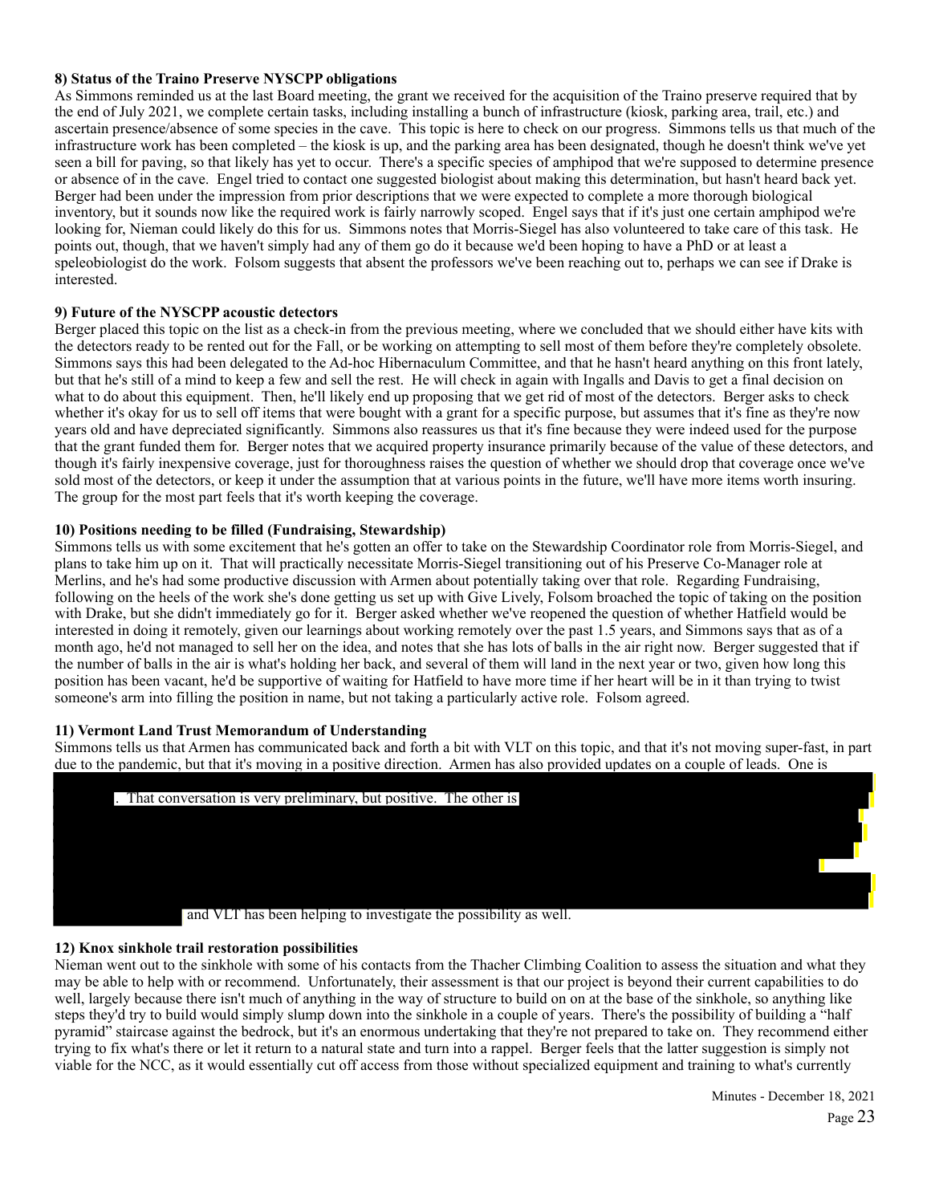**8) Status of the Traino Preserve NYSCPP obligations**

As Simmons reminded us at the last Board meeting, the grant we received for the acquisition of the Traino preserve required that by the end of July 2021, we complete certain tasks, including installing a bunch of infrastructure (kiosk, parking area, trail, etc.) and ascertain presence/absence of some species in the cave. This topic is here to check on our progress. Simmons tells us that much of the infrastructure work has been completed – the kiosk is up, and the parking area has been designated, though he doesn't think we've yet seen a bill for paving, so that likely has yet to occur. There's a specific species of amphipod that we're supposed to determine presence or absence of in the cave. Engel tried to contact one suggested biologist about making this determination, but hasn't heard back yet. Berger had been under the impression from prior descriptions that we were expected to complete a more thorough biological inventory, but it sounds now like the required work is fairly narrowly scoped. Engel says that if it's just one certain amphipod we're looking for, Nieman could likely do this for us. Simmons notes that Morris-Siegel has also volunteered to take care of this task. He points out, though, that we haven't simply had any of them go do it because we'd been hoping to have a PhD or at least a speleobiologist do the work. Folsom suggests that absent the professors we've been reaching out to, perhaps we can see if Drake is interested.

**9) Future of the NYSCPP acoustic detectors**

Berger placed this topic on the list as a check-in from the previous meeting, where we concluded that we should either have kits with the detectors ready to be rented out for the Fall, or be working on attempting to sell most of them before they're completely obsolete. Simmons says this had been delegated to the Ad-hoc Hibernaculum Committee, and that he hasn't heard anything on this front lately, but that he's still of a mind to keep a few and sell the rest. He will check in again with Ingalls and Davis to get a final decision on what to do about this equipment. Then, he'll likely end up proposing that we get rid of most of the detectors. Berger asks to check whether it's okay for us to sell off items that were bought with a grant for a specific purpose, but assumes that it's fine as they're now years old and have depreciated significantly. Simmons also reassures us that it's fine because they were indeed used for the purpose that the grant funded them for. Berger notes that we acquired property insurance primarily because of the value of these detectors, and though it's fairly inexpensive coverage, just for thoroughness raises the question of whether we should drop that coverage once we've sold most of the detectors, or keep it under the assumption that at various points in the future, we'll have more items worth insuring. The group for the most part feels that it's worth keeping the coverage.

**10) Positions needing to be filled (Fundraising, Stewardship)**

Simmons tells us with some excitement that he's gotten an offer to take on the Stewardship Coordinator role from Morris-Siegel, and plans to take him up on it. That will practically necessitate Morris-Siegel transitioning out of his Preserve Co-Manager role at Merlins, and he's had some productive discussion with Armen about potentially taking over that role. Regarding Fundraising, following on the heels of the work she's done getting us set up with Give Lively, Folsom broached the topic of taking on the position with Drake, but she didn't immediately go for it. Berger asked whether we've reopened the question of whether Hatfield would be interested in doing it remotely, given our learnings about working remotely over the past 1.5 years, and Simmons says that as of a month ago, he'd not managed to sell her on the idea, and notes that she has lots of balls in the air right now. Berger suggested that if the number of balls in the air is what's holding her back, and several of them will land in the next year or two, given how long this position has been vacant, he'd be supportive of waiting for Hatfield to have more time if her heart will be in it than trying to twist someone's arm into filling the position in name, but not taking a particularly active role. Folsom agreed.

**11) Vermont Land Trust Memorandum of Understanding**

Simmons tells us that Armen has communicated back and forth a bit with VLT on this topic, and that it's not moving super-fast, in part due to the pandemic, but that it's moving in a positive direction. Armen has also provided updates on a couple of leads. One is [REDACTED]. That conversation is very preliminary, but positive. The other is [REDACTED] and VLT has been helping to investigate the possibility as well.

**12) Knox sinkhole trail restoration possibilities**

Nieman went out to the sinkhole with some of his contacts from the Thacher Climbing Coalition to assess the situation and what they may be able to help with or recommend. Unfortunately, their assessment is that our project is beyond their current capabilities to do well, largely because there isn't much of anything in the way of structure to build on on at the base of the sinkhole, so anything like steps they'd try to build would simply slump down into the sinkhole in a couple of years. There's the possibility of building a "half pyramid" staircase against the bedrock, but it's an enormous undertaking that they're not prepared to take on. They recommend either trying to fix what's there or let it return to a natural state and turn into a rappel. Berger feels that the latter suggestion is simply not viable for the NCC, as it would essentially cut off access from those without specialized equipment and training to what's currently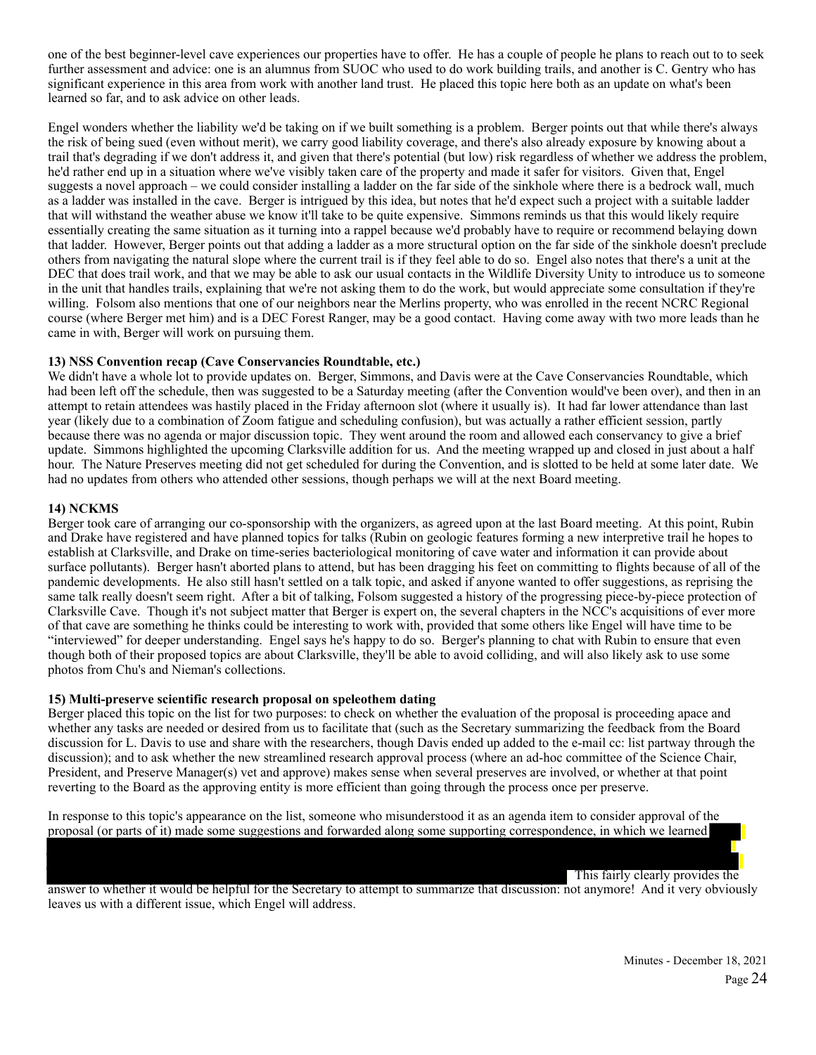one of the best beginner-level cave experiences our properties have to offer. He has a couple of people he plans to reach out to to seek further assessment and advice: one is an alumnus from SUOC who used to do work building trails, and another is C. Gentry who has significant experience in this area from work with another land trust. He placed this topic here both as an update on what's been learned so far, and to ask advice on other leads.

Engel wonders whether the liability we'd be taking on if we built something is a problem. Berger points out that while there's always the risk of being sued (even without merit), we carry good liability coverage, and there's also already exposure by knowing about a trail that's degrading if we don't address it, and given that there's potential (but low) risk regardless of whether we address the problem, he'd rather end up in a situation where we've visibly taken care of the property and made it safer for visitors. Given that, Engel suggests a novel approach – we could consider installing a ladder on the far side of the sinkhole where there is a bedrock wall, much as a ladder was installed in the cave. Berger is intrigued by this idea, but notes that he'd expect such a project with a suitable ladder that will withstand the weather abuse we know it'll take to be quite expensive. Simmons reminds us that this would likely require essentially creating the same situation as it turning into a rappel because we'd probably have to require or recommend belaying down that ladder. However, Berger points out that adding a ladder as a more structural option on the far side of the sinkhole doesn't preclude others from navigating the natural slope where the current trail is if they feel able to do so. Engel also notes that there's a unit at the DEC that does trail work, and that we may be able to ask our usual contacts in the Wildlife Diversity Unity to introduce us to someone in the unit that handles trails, explaining that we're not asking them to do the work, but would appreciate some consultation if they're willing. Folsom also mentions that one of our neighbors near the Merlins property, who was enrolled in the recent NCRC Regional course (where Berger met him) and is a DEC Forest Ranger, may be a good contact. Having come away with two more leads than he came in with, Berger will work on pursuing them.

### 13) NSS Convention recap (Cave Conservancies Roundtable, etc.)

We didn't have a whole lot to provide updates on. Berger, Simmons, and Davis were at the Cave Conservancies Roundtable, which had been left off the schedule, then was suggested to be a Saturday meeting (after the Convention would've been over), and then in an attempt to retain attendees was hastily placed in the Friday afternoon slot (where it usually is). It had far lower attendance than last year (likely due to a combination of Zoom fatigue and scheduling confusion), but was actually a rather efficient session, partly because there was no agenda or major discussion topic. They went around the room and allowed each conservancy to give a brief update. Simmons highlighted the upcoming Clarksville addition for us. And the meeting wrapped up and closed in just about a half hour. The Nature Preserves meeting did not get scheduled for during the Convention, and is slotted to be held at some later date. We had no updates from others who attended other sessions, though perhaps we will at the next Board meeting.

### 14) NCKMS

Berger took care of arranging our co-sponsorship with the organizers, as agreed upon at the last Board meeting. At this point, Rubin and Drake have registered and have planned topics for talks (Rubin on geologic features forming a new interpretive trail he hopes to establish at Clarksville, and Drake on time-series bacteriological monitoring of cave water and information it can provide about surface pollutants). Berger hasn't aborted plans to attend, but has been dragging his feet on committing to flights because of all of the pandemic developments. He also still hasn't settled on a talk topic, and asked if anyone wanted to offer suggestions, as reprising the same talk really doesn't seem right. After a bit of talking, Folsom suggested a history of the progressing piece-by-piece protection of Clarksville Cave. Though it's not subject matter that Berger is expert on, the several chapters in the NCC's acquisitions of ever more of that cave are something he thinks could be interesting to work with, provided that some others like Engel will have time to be "interviewed" for deeper understanding. Engel says he's happy to do so. Berger's planning to chat with Rubin to ensure that even though both of their proposed topics are about Clarksville, they'll be able to avoid colliding, and will also likely ask to use some photos from Chu's and Nieman's collections.

### 15) Multi-preserve scientific research proposal on speleothem dating

Berger placed this topic on the list for two purposes: to check on whether the evaluation of the proposal is proceeding apace and whether any tasks are needed or desired from us to facilitate that (such as the Secretary summarizing the feedback from the Board discussion for L. Davis to use and share with the researchers, though Davis ended up added to the e-mail cc: list partway through the discussion); and to ask whether the new streamlined research approval process (where an ad-hoc committee of the Science Chair, President, and Preserve Manager(s) vet and approve) makes sense when several preserves are involved, or whether at that point reverting to the Board as the approving entity is more efficient than going through the process once per preserve.

In response to this topic's appearance on the list, someone who misunderstood it as an agenda item to consider approval of the proposal (or parts of it) made some suggestions and forwarded along some supporting correspondence, in which we learned [REDACTED] This fairly clearly provides the answer to whether it would be helpful for the Secretary to attempt to summarize that discussion: not anymore! And it very obviously leaves us with a different issue, which Engel will address.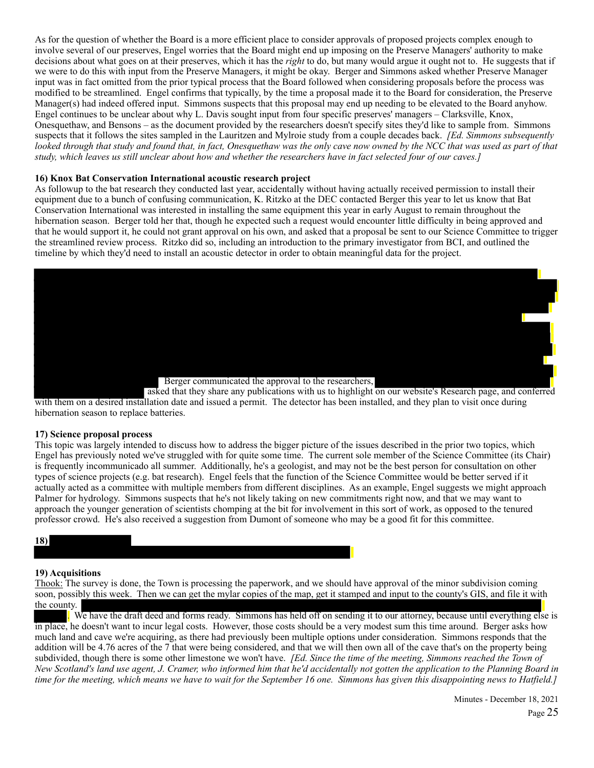As for the question of whether the Board is a more efficient place to consider approvals of proposed projects complex enough to involve several of our preserves, Engel worries that the Board might end up imposing on the Preserve Managers' authority to make decisions about what goes on at their preserves, which it has the *right* to do, but many would argue it ought not to. He suggests that if we were to do this with input from the Preserve Managers, it might be okay. Berger and Simmons asked whether Preserve Manager input was in fact omitted from the prior typical process that the Board followed when considering proposals before the process was modified to be streamlined. Engel confirms that typically, by the time a proposal made it to the Board for consideration, the Preserve Manager(s) had indeed offered input. Simmons suspects that this proposal may end up needing to be elevated to the Board anyhow. Engel continues to be unclear about why L. Davis sought input from four specific preserves' managers – Clarksville, Knox, Onesquethaw, and Bensons – as the document provided by the researchers doesn't specify sites they'd like to sample from. Simmons suspects that it follows the sites sampled in the Lauritzen and Mylroie study from a couple decades back. *[Ed. Simmons subsequently looked through that study and found that, in fact, Onesquethaw was the only cave now owned by the NCC that was used as part of that study, which leaves us still unclear about how and whether the researchers have in fact selected four of our caves.]*

**16) Knox Bat Conservation International acoustic research project**

As followup to the bat research they conducted last year, accidentally without having actually received permission to install their equipment due to a bunch of confusing communication, K. Ritzko at the DEC contacted Berger this year to let us know that Bat Conservation International was interested in installing the same equipment this year in early August to remain throughout the hibernation season. Berger told her that, though he expected such a request would encounter little difficulty in being approved and that he would support it, he could not grant approval on his own, and asked that a proposal be sent to our Science Committee to trigger the streamlined review process. Ritzko did so, including an introduction to the primary investigator from BCI, and outlined the timeline by which they'd need to install an acoustic detector in order to obtain meaningful data for the project.

Berger communicated the approval to the researchers, asked that they share any publications with us to highlight on our website's Research page, and conferred with them on a desired installation date and issued a permit. The detector has been installed, and they plan to visit once during hibernation season to replace batteries.

**17) Science proposal process**

This topic was largely intended to discuss how to address the bigger picture of the issues described in the prior two topics, which Engel has previously noted we've struggled with for quite some time. The current sole member of the Science Committee (its Chair) is frequently incommunicado all summer. Additionally, he's a geologist, and may not be the best person for consultation on other types of science projects (e.g. bat research). Engel feels that the function of the Science Committee would be better served if it actually acted as a committee with multiple members from different disciplines. As an example, Engel suggests we might approach Palmer for hydrology. Simmons suspects that he's not likely taking on new commitments right now, and that we may want to approach the younger generation of scientists chomping at the bit for involvement in this sort of work, as opposed to the tenured professor crowd. He's also received a suggestion from Dumont of someone who may be a good fit for this committee.

**18)**

**19) Acquisitions**

Thook: The survey is done, the Town is processing the paperwork, and we should have approval of the minor subdivision coming soon, possibly this week. Then we can get the mylar copies of the map, get it stamped and input to the county's GIS, and file it with the county.

. We have the draft deed and forms ready. Simmons has held off on sending it to our attorney, because until everything else is in place, he doesn't want to incur legal costs. However, those costs should be a very modest sum this time around. Berger asks how much land and cave we're acquiring, as there had previously been multiple options under consideration. Simmons responds that the addition will be 4.76 acres of the 7 that were being considered, and that we will then own all of the cave that's on the property being subdivided, though there is some other limestone we won't have. *[Ed. Since the time of the meeting, Simmons reached the Town of New Scotland's land use agent, J. Cramer, who informed him that he'd accidentally not gotten the application to the Planning Board in time for the meeting, which means we have to wait for the September 16 one. Simmons has given this disappointing news to Hatfield.]*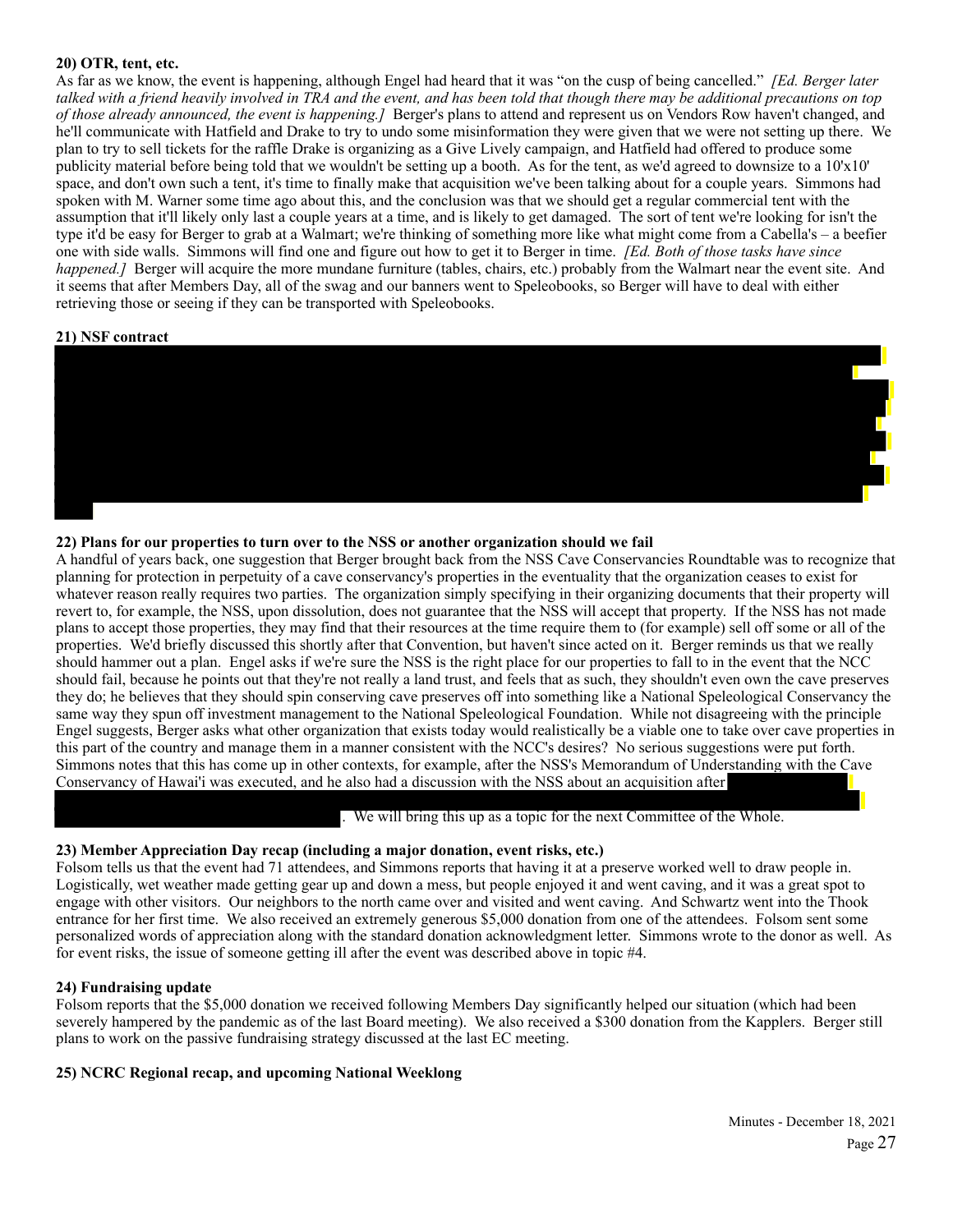**20) OTR, tent, etc.**

As far as we know, the event is happening, although Engel had heard that it was "on the cusp of being cancelled." *[Ed. Berger later talked with a friend heavily involved in TRA and the event, and has been told that though there may be additional precautions on top of those already announced, the event is happening.]* Berger's plans to attend and represent us on Vendors Row haven't changed, and he'll communicate with Hatfield and Drake to try to undo some misinformation they were given that we were not setting up there. We plan to try to sell tickets for the raffle Drake is organizing as a Give Lively campaign, and Hatfield had offered to produce some publicity material before being told that we wouldn't be setting up a booth. As for the tent, as we'd agreed to downsize to a 10'x10' space, and don't own such a tent, it's time to finally make that acquisition we've been talking about for a couple years. Simmons had spoken with M. Warner some time ago about this, and the conclusion was that we should get a regular commercial tent with the assumption that it'll likely only last a couple years at a time, and is likely to get damaged. The sort of tent we're looking for isn't the type it'd be easy for Berger to grab at a Walmart; we're thinking of something more like what might come from a Cabella's – a beefier one with side walls. Simmons will find one and figure out how to get it to Berger in time. *[Ed. Both of those tasks have since happened.]* Berger will acquire the more mundane furniture (tables, chairs, etc.) probably from the Walmart near the event site. And it seems that after Members Day, all of the swag and our banners went to Speleobooks, so Berger will have to deal with either retrieving those or seeing if they can be transported with Speleobooks.

**21) NSF contract**

[REDACTED]

**22) Plans for our properties to turn over to the NSS or another organization should we fail**

A handful of years back, one suggestion that Berger brought back from the NSS Cave Conservancies Roundtable was to recognize that planning for protection in perpetuity of a cave conservancy's properties in the eventuality that the organization ceases to exist for whatever reason really requires two parties. The organization simply specifying in their organizing documents that their property will revert to, for example, the NSS, upon dissolution, does not guarantee that the NSS will accept that property. If the NSS has not made plans to accept those properties, they may find that their resources at the time require them to (for example) sell off some or all of the properties. We'd briefly discussed this shortly after that Convention, but haven't since acted on it. Berger reminds us that we really should hammer out a plan. Engel asks if we're sure the NSS is the right place for our properties to fall to in the event that the NCC should fail, because he points out that they're not really a land trust, and feels that as such, they shouldn't even own the cave preserves they do; he believes that they should spin conserving cave preserves off into something like a National Speleological Conservancy the same way they spun off investment management to the National Speleological Foundation. While not disagreeing with the principle Engel suggests, Berger asks what other organization that exists today would realistically be a viable one to take over cave properties in this part of the country and manage them in a manner consistent with the NCC's desires? No serious suggestions were put forth. Simmons notes that this has come up in other contexts, for example, after the NSS's Memorandum of Understanding with the Cave Conservancy of Hawai'i was executed, and he also had a discussion with the NSS about an acquisition after [REDACTED]. We will bring this up as a topic for the next Committee of the Whole.

**23) Member Appreciation Day recap (including a major donation, event risks, etc.)**

Folsom tells us that the event had 71 attendees, and Simmons reports that having it at a preserve worked well to draw people in. Logistically, wet weather made getting gear up and down a mess, but people enjoyed it and went caving, and it was a great spot to engage with other visitors. Our neighbors to the north came over and visited and went caving. And Schwartz went into the Thook entrance for her first time. We also received an extremely generous $5,000 donation from one of the attendees. Folsom sent some personalized words of appreciation along with the standard donation acknowledgment letter. Simmons wrote to the donor as well. As for event risks, the issue of someone getting ill after the event was described above in topic #4.

**24) Fundraising update**

Folsom reports that the $5,000 donation we received following Members Day significantly helped our situation (which had been severely hampered by the pandemic as of the last Board meeting). We also received a $300 donation from the Kapplers. Berger still plans to work on the passive fundraising strategy discussed at the last EC meeting.

**25) NCRC Regional recap, and upcoming National Weeklong**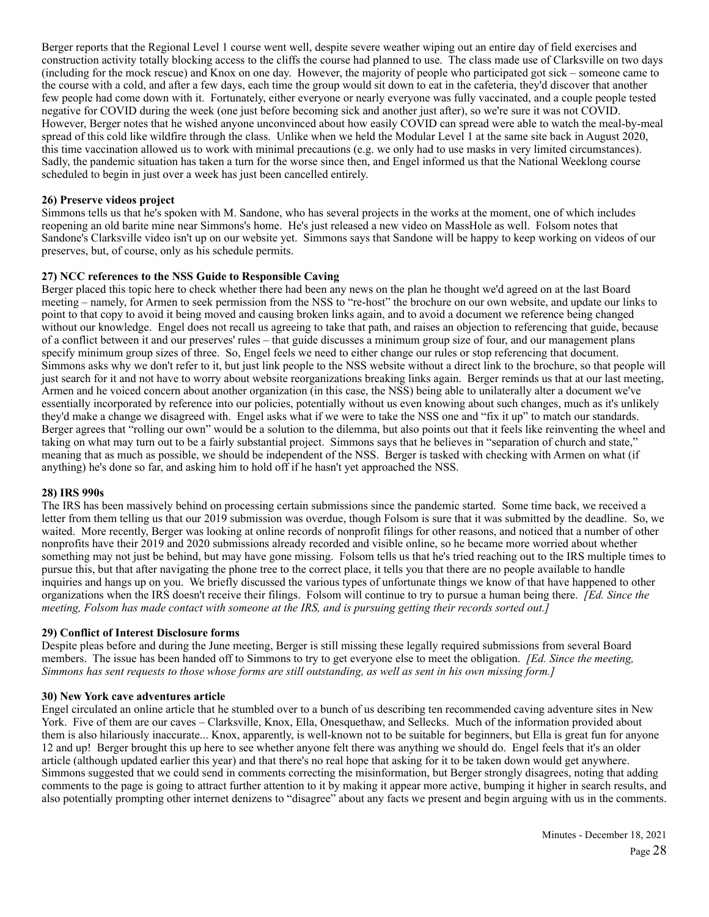Berger reports that the Regional Level 1 course went well, despite severe weather wiping out an entire day of field exercises and construction activity totally blocking access to the cliffs the course had planned to use. The class made use of Clarksville on two days (including for the mock rescue) and Knox on one day. However, the majority of people who participated got sick – someone came to the course with a cold, and after a few days, each time the group would sit down to eat in the cafeteria, they'd discover that another few people had come down with it. Fortunately, either everyone or nearly everyone was fully vaccinated, and a couple people tested negative for COVID during the week (one just before becoming sick and another just after), so we're sure it was not COVID. However, Berger notes that he wished anyone unconvinced about how easily COVID can spread were able to watch the meal-by-meal spread of this cold like wildfire through the class. Unlike when we held the Modular Level 1 at the same site back in August 2020, this time vaccination allowed us to work with minimal precautions (e.g. we only had to use masks in very limited circumstances). Sadly, the pandemic situation has taken a turn for the worse since then, and Engel informed us that the National Weeklong course scheduled to begin in just over a week has just been cancelled entirely.

**26) Preserve videos project**

Simmons tells us that he's spoken with M. Sandone, who has several projects in the works at the moment, one of which includes reopening an old barite mine near Simmons's home. He's just released a new video on MassHole as well. Folsom notes that Sandone's Clarksville video isn't up on our website yet. Simmons says that Sandone will be happy to keep working on videos of our preserves, but, of course, only as his schedule permits.

**27) NCC references to the NSS Guide to Responsible Caving**

Berger placed this topic here to check whether there had been any news on the plan he thought we'd agreed on at the last Board meeting – namely, for Armen to seek permission from the NSS to "re-host" the brochure on our own website, and update our links to point to that copy to avoid it being moved and causing broken links again, and to avoid a document we reference being changed without our knowledge. Engel does not recall us agreeing to take that path, and raises an objection to referencing that guide, because of a conflict between it and our preserves' rules – that guide discusses a minimum group size of four, and our management plans specify minimum group sizes of three. So, Engel feels we need to either change our rules or stop referencing that document. Simmons asks why we don't refer to it, but just link people to the NSS website without a direct link to the brochure, so that people will just search for it and not have to worry about website reorganizations breaking links again. Berger reminds us that at our last meeting, Armen and he voiced concern about another organization (in this case, the NSS) being able to unilaterally alter a document we've essentially incorporated by reference into our policies, potentially without us even knowing about such changes, much as it's unlikely they'd make a change we disagreed with. Engel asks what if we were to take the NSS one and "fix it up" to match our standards. Berger agrees that "rolling our own" would be a solution to the dilemma, but also points out that it feels like reinventing the wheel and taking on what may turn out to be a fairly substantial project. Simmons says that he believes in "separation of church and state," meaning that as much as possible, we should be independent of the NSS. Berger is tasked with checking with Armen on what (if anything) he's done so far, and asking him to hold off if he hasn't yet approached the NSS.

**28) IRS 990s**

The IRS has been massively behind on processing certain submissions since the pandemic started. Some time back, we received a letter from them telling us that our 2019 submission was overdue, though Folsom is sure that it was submitted by the deadline. So, we waited. More recently, Berger was looking at online records of nonprofit filings for other reasons, and noticed that a number of other nonprofits have their 2019 and 2020 submissions already recorded and visible online, so he became more worried about whether something may not just be behind, but may have gone missing. Folsom tells us that he's tried reaching out to the IRS multiple times to pursue this, but that after navigating the phone tree to the correct place, it tells you that there are no people available to handle inquiries and hangs up on you. We briefly discussed the various types of unfortunate things we know of that have happened to other organizations when the IRS doesn't receive their filings. Folsom will continue to try to pursue a human being there. *[Ed. Since the meeting, Folsom has made contact with someone at the IRS, and is pursuing getting their records sorted out.]*

**29) Conflict of Interest Disclosure forms**

Despite pleas before and during the June meeting, Berger is still missing these legally required submissions from several Board members. The issue has been handed off to Simmons to try to get everyone else to meet the obligation. *[Ed. Since the meeting, Simmons has sent requests to those whose forms are still outstanding, as well as sent in his own missing form.]*

**30) New York cave adventures article**

Engel circulated an online article that he stumbled over to a bunch of us describing ten recommended caving adventure sites in New York. Five of them are our caves – Clarksville, Knox, Ella, Onesquethaw, and Sellecks. Much of the information provided about them is also hilariously inaccurate... Knox, apparently, is well-known not to be suitable for beginners, but Ella is great fun for anyone 12 and up! Berger brought this up here to see whether anyone felt there was anything we should do. Engel feels that it's an older article (although updated earlier this year) and that there's no real hope that asking for it to be taken down would get anywhere. Simmons suggested that we could send in comments correcting the misinformation, but Berger strongly disagrees, noting that adding comments to the page is going to attract further attention to it by making it appear more active, bumping it higher in search results, and also potentially prompting other internet denizens to "disagree" about any facts we present and begin arguing with us in the comments.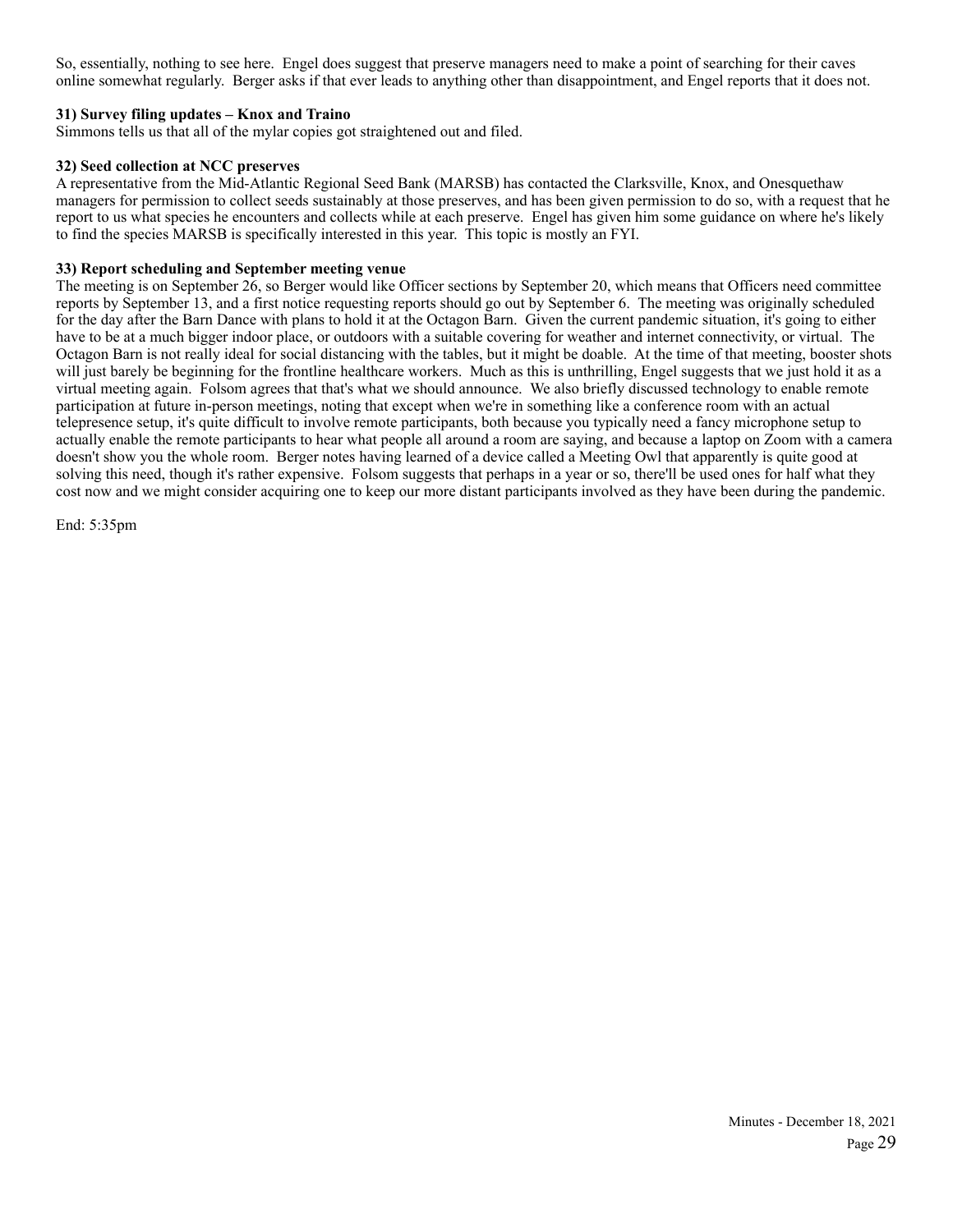So, essentially, nothing to see here. Engel does suggest that preserve managers need to make a point of searching for their caves online somewhat regularly. Berger asks if that ever leads to anything other than disappointment, and Engel reports that it does not.

**31) Survey filing updates – Knox and Traino**

Simmons tells us that all of the mylar copies got straightened out and filed.

**32) Seed collection at NCC preserves**

A representative from the Mid-Atlantic Regional Seed Bank (MARSB) has contacted the Clarksville, Knox, and Onesquethaw managers for permission to collect seeds sustainably at those preserves, and has been given permission to do so, with a request that he report to us what species he encounters and collects while at each preserve. Engel has given him some guidance on where he's likely to find the species MARSB is specifically interested in this year. This topic is mostly an FYI.

**33) Report scheduling and September meeting venue**

The meeting is on September 26, so Berger would like Officer sections by September 20, which means that Officers need committee reports by September 13, and a first notice requesting reports should go out by September 6. The meeting was originally scheduled for the day after the Barn Dance with plans to hold it at the Octagon Barn. Given the current pandemic situation, it's going to either have to be at a much bigger indoor place, or outdoors with a suitable covering for weather and internet connectivity, or virtual. The Octagon Barn is not really ideal for social distancing with the tables, but it might be doable. At the time of that meeting, booster shots will just barely be beginning for the frontline healthcare workers. Much as this is unthrilling, Engel suggests that we just hold it as a virtual meeting again. Folsom agrees that that's what we should announce. We also briefly discussed technology to enable remote participation at future in-person meetings, noting that except when we're in something like a conference room with an actual telepresence setup, it's quite difficult to involve remote participants, both because you typically need a fancy microphone setup to actually enable the remote participants to hear what people all around a room are saying, and because a laptop on Zoom with a camera doesn't show you the whole room. Berger notes having learned of a device called a Meeting Owl that apparently is quite good at solving this need, though it's rather expensive. Folsom suggests that perhaps in a year or so, there'll be used ones for half what they cost now and we might consider acquiring one to keep our more distant participants involved as they have been during the pandemic.

End: 5:35pm